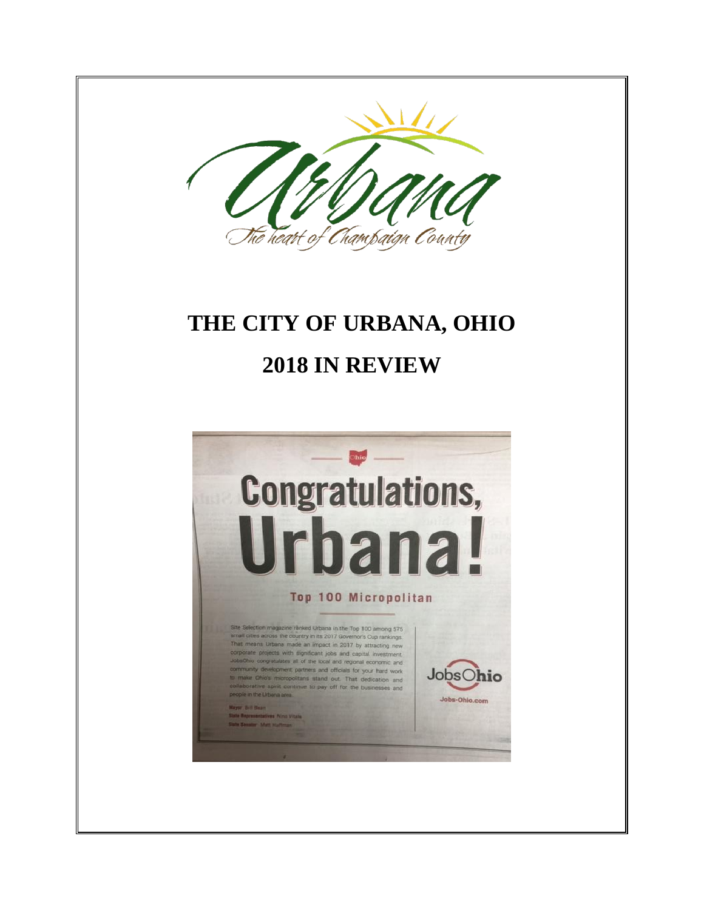Urbana

The heart of Champaign County

# THE CITY OF URBANA, OHIO

# 2018 IN REVIEW

Congratulations, Urbana!

Top 100 Micropolitan

Site Selection magazine ranked Urbana in the Top 100 among 575 small cities across the country in its 2017 Governor's Cup rankings. That means Urbana made an impact in 2017 by attracting new corporate projects with significant jobs and capital investment. JobsOhio congratulates all of the local and regional economic and community development partners and officials for your hard work to make Ohio's micropolitans stand out. That dedication and collaborative spirit continue to pay off for the businesses and people in the Urbana area.

Mayor Bill Bean
State Representatives Nino Vitale
State Senator Matt Huffman

JobsOhio
Jobs-Ohio.com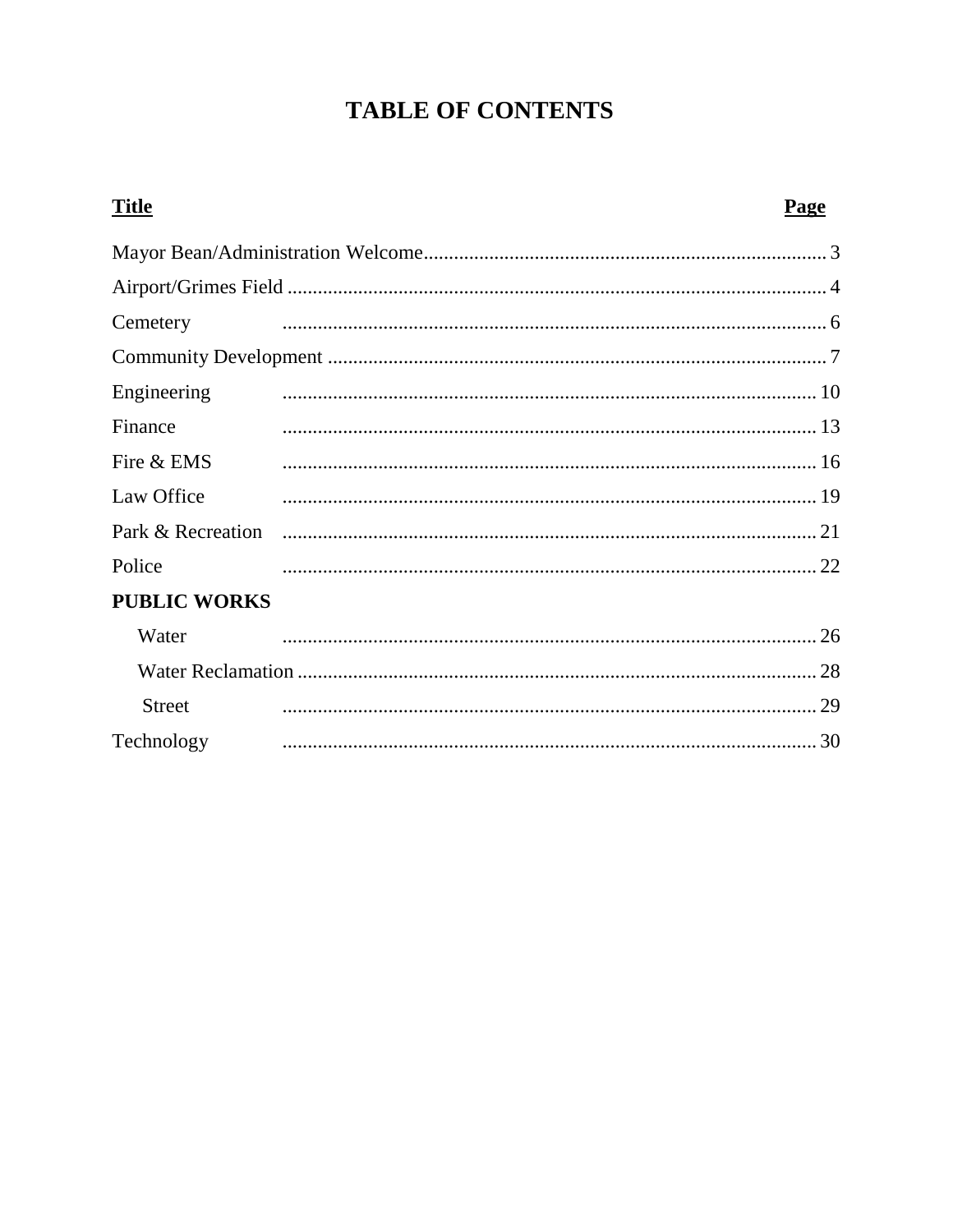# TABLE OF CONTENTS

| **Title** | **Page** |
|---|---|
| Mayor Bean/Administration Welcome | 3 |
| Airport/Grimes Field | 4 |
| Cemetery | 6 |
| Community Development | 7 |
| Engineering | 10 |
| Finance | 13 |
| Fire & EMS | 16 |
| Law Office | 19 |
| Park & Recreation | 21 |
| Police | 22 |
| **PUBLIC WORKS** | |
| Water | 26 |
| Water Reclamation | 28 |
| Street | 29 |
| Technology | 30 |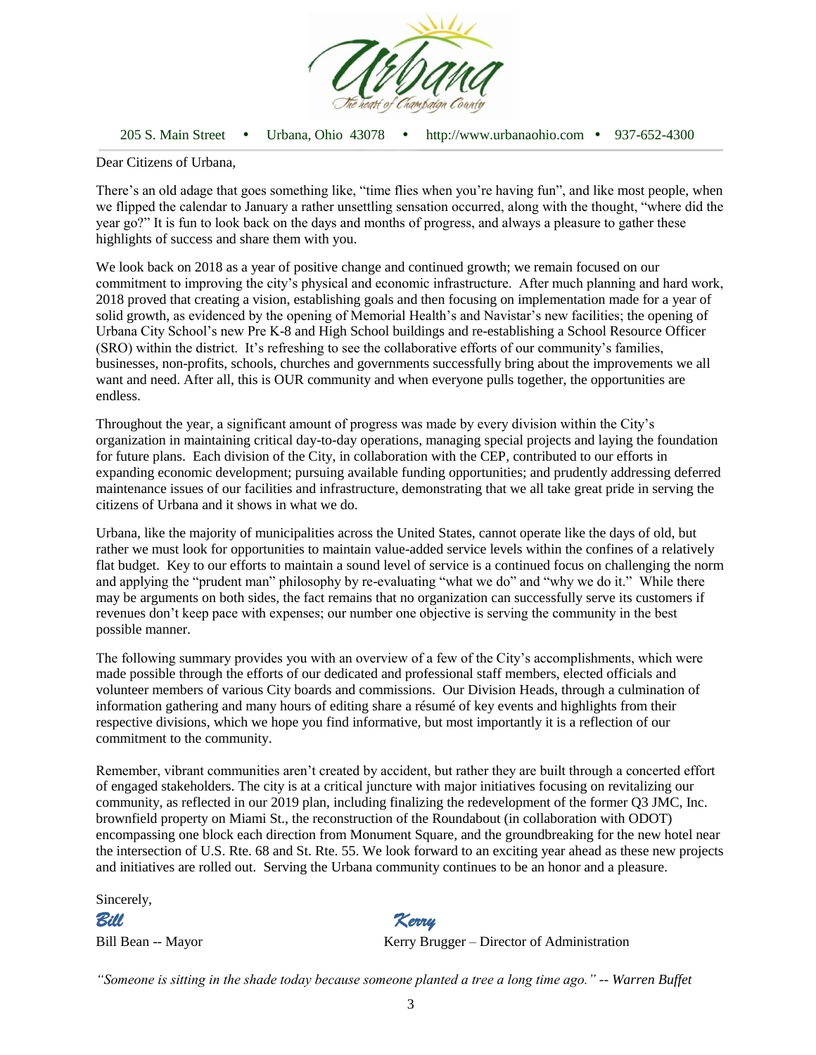205 S. Main Street • Urbana, Ohio 43078 • http://www.urbanaohio.com • 937-652-4300

Dear Citizens of Urbana,

There's an old adage that goes something like, "time flies when you're having fun", and like most people, when we flipped the calendar to January a rather unsettling sensation occurred, along with the thought, "where did the year go?" It is fun to look back on the days and months of progress, and always a pleasure to gather these highlights of success and share them with you.

We look back on 2018 as a year of positive change and continued growth; we remain focused on our commitment to improving the city's physical and economic infrastructure. After much planning and hard work, 2018 proved that creating a vision, establishing goals and then focusing on implementation made for a year of solid growth, as evidenced by the opening of Memorial Health's and Navistar's new facilities; the opening of Urbana City School's new Pre K-8 and High School buildings and re-establishing a School Resource Officer (SRO) within the district. It's refreshing to see the collaborative efforts of our community's families, businesses, non-profits, schools, churches and governments successfully bring about the improvements we all want and need. After all, this is OUR community and when everyone pulls together, the opportunities are endless.

Throughout the year, a significant amount of progress was made by every division within the City's organization in maintaining critical day-to-day operations, managing special projects and laying the foundation for future plans. Each division of the City, in collaboration with the CEP, contributed to our efforts in expanding economic development; pursuing available funding opportunities; and prudently addressing deferred maintenance issues of our facilities and infrastructure, demonstrating that we all take great pride in serving the citizens of Urbana and it shows in what we do.

Urbana, like the majority of municipalities across the United States, cannot operate like the days of old, but rather we must look for opportunities to maintain value-added service levels within the confines of a relatively flat budget. Key to our efforts to maintain a sound level of service is a continued focus on challenging the norm and applying the "prudent man" philosophy by re-evaluating "what we do" and "why we do it." While there may be arguments on both sides, the fact remains that no organization can successfully serve its customers if revenues don't keep pace with expenses; our number one objective is serving the community in the best possible manner.

The following summary provides you with an overview of a few of the City's accomplishments, which were made possible through the efforts of our dedicated and professional staff members, elected officials and volunteer members of various City boards and commissions. Our Division Heads, through a culmination of information gathering and many hours of editing share a résumé of key events and highlights from their respective divisions, which we hope you find informative, but most importantly it is a reflection of our commitment to the community.

Remember, vibrant communities aren't created by accident, but rather they are built through a concerted effort of engaged stakeholders. The city is at a critical juncture with major initiatives focusing on revitalizing our community, as reflected in our 2019 plan, including finalizing the redevelopment of the former Q3 JMC, Inc. brownfield property on Miami St., the reconstruction of the Roundabout (in collaboration with ODOT) encompassing one block each direction from Monument Square, and the groundbreaking for the new hotel near the intersection of U.S. Rte. 68 and St. Rte. 55. We look forward to an exciting year ahead as these new projects and initiatives are rolled out. Serving the Urbana community continues to be an honor and a pleasure.

Sincerely,

*Bill* — Bill Bean -- Mayor

*Kerry* — Kerry Brugger – Director of Administration

*"Someone is sitting in the shade today because someone planted a tree a long time ago." -- Warren Buffet*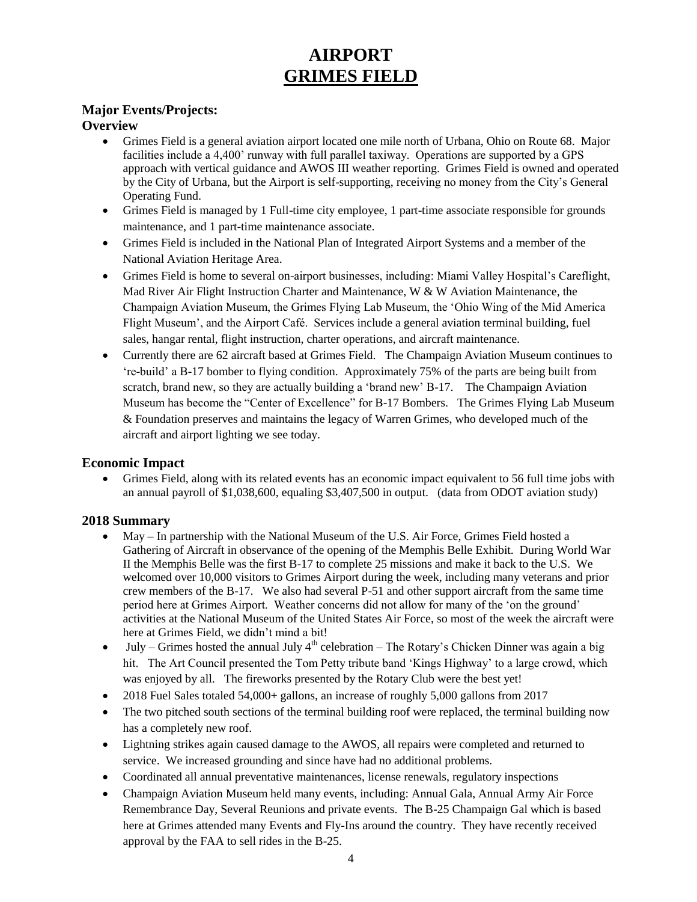# AIRPORT
# GRIMES FIELD

## Major Events/Projects:

### Overview

- Grimes Field is a general aviation airport located one mile north of Urbana, Ohio on Route 68. Major facilities include a 4,400' runway with full parallel taxiway. Operations are supported by a GPS approach with vertical guidance and AWOS III weather reporting. Grimes Field is owned and operated by the City of Urbana, but the Airport is self-supporting, receiving no money from the City's General Operating Fund.
- Grimes Field is managed by 1 Full-time city employee, 1 part-time associate responsible for grounds maintenance, and 1 part-time maintenance associate.
- Grimes Field is included in the National Plan of Integrated Airport Systems and a member of the National Aviation Heritage Area.
- Grimes Field is home to several on-airport businesses, including: Miami Valley Hospital's Careflight, Mad River Air Flight Instruction Charter and Maintenance, W & W Aviation Maintenance, the Champaign Aviation Museum, the Grimes Flying Lab Museum, the 'Ohio Wing of the Mid America Flight Museum', and the Airport Café. Services include a general aviation terminal building, fuel sales, hangar rental, flight instruction, charter operations, and aircraft maintenance.
- Currently there are 62 aircraft based at Grimes Field. The Champaign Aviation Museum continues to 're-build' a B-17 bomber to flying condition. Approximately 75% of the parts are being built from scratch, brand new, so they are actually building a 'brand new' B-17. The Champaign Aviation Museum has become the "Center of Excellence" for B-17 Bombers. The Grimes Flying Lab Museum & Foundation preserves and maintains the legacy of Warren Grimes, who developed much of the aircraft and airport lighting we see today.

## Economic Impact

- Grimes Field, along with its related events has an economic impact equivalent to 56 full time jobs with an annual payroll of $1,038,600, equaling $3,407,500 in output. (data from ODOT aviation study)

## 2018 Summary

- May – In partnership with the National Museum of the U.S. Air Force, Grimes Field hosted a Gathering of Aircraft in observance of the opening of the Memphis Belle Exhibit. During World War II the Memphis Belle was the first B-17 to complete 25 missions and make it back to the U.S. We welcomed over 10,000 visitors to Grimes Airport during the week, including many veterans and prior crew members of the B-17. We also had several P-51 and other support aircraft from the same time period here at Grimes Airport. Weather concerns did not allow for many of the 'on the ground' activities at the National Museum of the United States Air Force, so most of the week the aircraft were here at Grimes Field, we didn't mind a bit!
- July – Grimes hosted the annual July 4th celebration – The Rotary's Chicken Dinner was again a big hit. The Art Council presented the Tom Petty tribute band 'Kings Highway' to a large crowd, which was enjoyed by all. The fireworks presented by the Rotary Club were the best yet!
- 2018 Fuel Sales totaled 54,000+ gallons, an increase of roughly 5,000 gallons from 2017
- The two pitched south sections of the terminal building roof were replaced, the terminal building now has a completely new roof.
- Lightning strikes again caused damage to the AWOS, all repairs were completed and returned to service. We increased grounding and since have had no additional problems.
- Coordinated all annual preventative maintenances, license renewals, regulatory inspections
- Champaign Aviation Museum held many events, including: Annual Gala, Annual Army Air Force Remembrance Day, Several Reunions and private events. The B-25 Champaign Gal which is based here at Grimes attended many Events and Fly-Ins around the country. They have recently received approval by the FAA to sell rides in the B-25.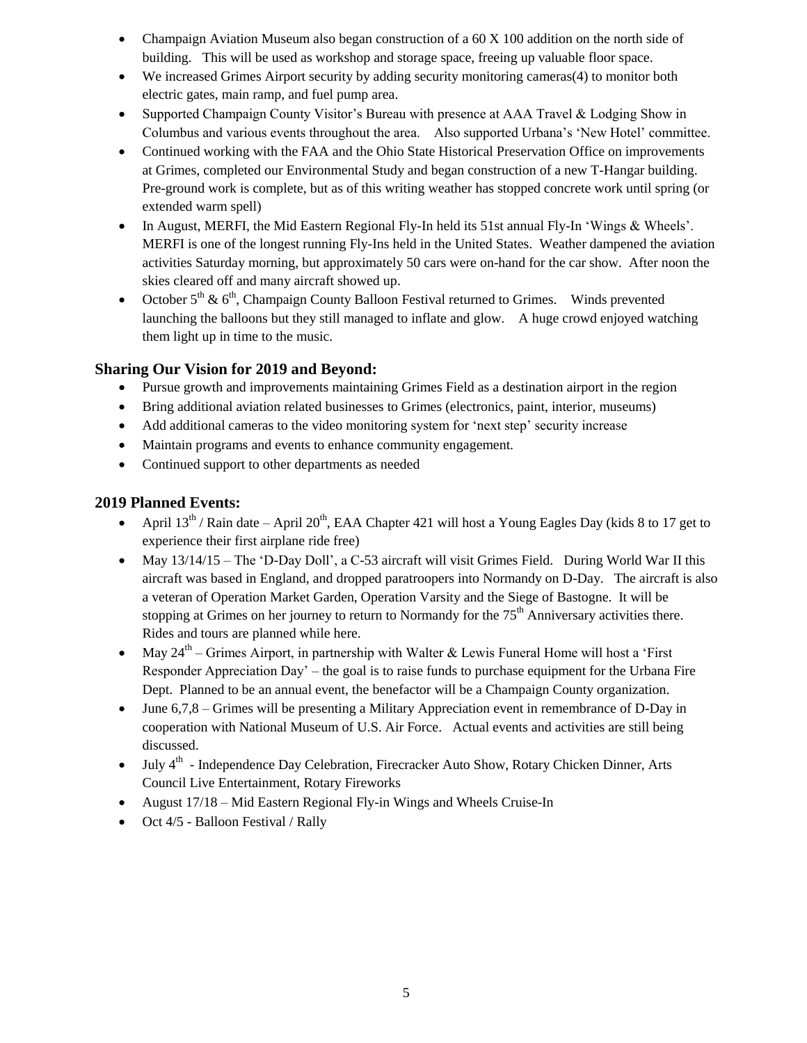- Champaign Aviation Museum also began construction of a 60 X 100 addition on the north side of building. This will be used as workshop and storage space, freeing up valuable floor space.
- We increased Grimes Airport security by adding security monitoring cameras(4) to monitor both electric gates, main ramp, and fuel pump area.
- Supported Champaign County Visitor's Bureau with presence at AAA Travel & Lodging Show in Columbus and various events throughout the area. Also supported Urbana's 'New Hotel' committee.
- Continued working with the FAA and the Ohio State Historical Preservation Office on improvements at Grimes, completed our Environmental Study and began construction of a new T-Hangar building. Pre-ground work is complete, but as of this writing weather has stopped concrete work until spring (or extended warm spell)
- In August, MERFI, the Mid Eastern Regional Fly-In held its 51st annual Fly-In 'Wings & Wheels'. MERFI is one of the longest running Fly-Ins held in the United States. Weather dampened the aviation activities Saturday morning, but approximately 50 cars were on-hand for the car show. After noon the skies cleared off and many aircraft showed up.
- October 5th & 6th, Champaign County Balloon Festival returned to Grimes. Winds prevented launching the balloons but they still managed to inflate and glow. A huge crowd enjoyed watching them light up in time to the music.

### Sharing Our Vision for 2019 and Beyond:

- Pursue growth and improvements maintaining Grimes Field as a destination airport in the region
- Bring additional aviation related businesses to Grimes (electronics, paint, interior, museums)
- Add additional cameras to the video monitoring system for 'next step' security increase
- Maintain programs and events to enhance community engagement.
- Continued support to other departments as needed

### 2019 Planned Events:

- April 13th / Rain date – April 20th, EAA Chapter 421 will host a Young Eagles Day (kids 8 to 17 get to experience their first airplane ride free)
- May 13/14/15 – The 'D-Day Doll', a C-53 aircraft will visit Grimes Field. During World War II this aircraft was based in England, and dropped paratroopers into Normandy on D-Day. The aircraft is also a veteran of Operation Market Garden, Operation Varsity and the Siege of Bastogne. It will be stopping at Grimes on her journey to return to Normandy for the 75th Anniversary activities there. Rides and tours are planned while here.
- May 24th – Grimes Airport, in partnership with Walter & Lewis Funeral Home will host a 'First Responder Appreciation Day' – the goal is to raise funds to purchase equipment for the Urbana Fire Dept. Planned to be an annual event, the benefactor will be a Champaign County organization.
- June 6,7,8 – Grimes will be presenting a Military Appreciation event in remembrance of D-Day in cooperation with National Museum of U.S. Air Force. Actual events and activities are still being discussed.
- July 4th - Independence Day Celebration, Firecracker Auto Show, Rotary Chicken Dinner, Arts Council Live Entertainment, Rotary Fireworks
- August 17/18 – Mid Eastern Regional Fly-in Wings and Wheels Cruise-In
- Oct 4/5 - Balloon Festival / Rally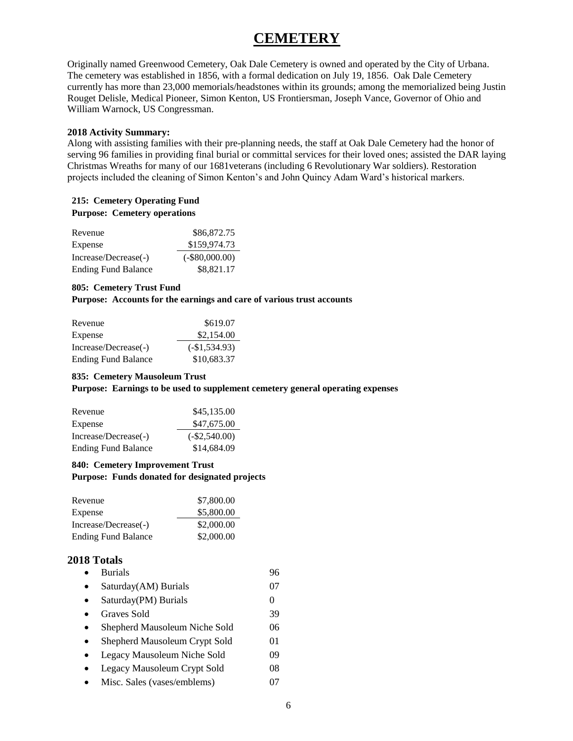# CEMETERY

Originally named Greenwood Cemetery, Oak Dale Cemetery is owned and operated by the City of Urbana. The cemetery was established in 1856, with a formal dedication on July 19, 1856. Oak Dale Cemetery currently has more than 23,000 memorials/headstones within its grounds; among the memorialized being Justin Rouget Delisle, Medical Pioneer, Simon Kenton, US Frontiersman, Joseph Vance, Governor of Ohio and William Warnock, US Congressman.

**2018 Activity Summary:**
Along with assisting families with their pre-planning needs, the staff at Oak Dale Cemetery had the honor of serving 96 families in providing final burial or committal services for their loved ones; assisted the DAR laying Christmas Wreaths for many of our 1681veterans (including 6 Revolutionary War soldiers). Restoration projects included the cleaning of Simon Kenton's and John Quincy Adam Ward's historical markers.

**215: Cemetery Operating Fund**
**Purpose: Cemetery operations**

| | |
|---|---|
| Revenue | $86,872.75 |
| Expense | $159,974.73 |
| Increase/Decrease(-) | (-$80,000.00) |
| Ending Fund Balance | $8,821.17 |

**805: Cemetery Trust Fund**
**Purpose: Accounts for the earnings and care of various trust accounts**

| | |
|---|---|
| Revenue | $619.07 |
| Expense | $2,154.00 |
| Increase/Decrease(-) | (-$1,534.93) |
| Ending Fund Balance | $10,683.37 |

**835: Cemetery Mausoleum Trust**
**Purpose: Earnings to be used to supplement cemetery general operating expenses**

| | |
|---|---|
| Revenue | $45,135.00 |
| Expense | $47,675.00 |
| Increase/Decrease(-) | (-$2,540.00) |
| Ending Fund Balance | $14,684.09 |

**840: Cemetery Improvement Trust**
**Purpose: Funds donated for designated projects**

| | |
|---|---|
| Revenue | $7,800.00 |
| Expense | $5,800.00 |
| Increase/Decrease(-) | $2,000.00 |
| Ending Fund Balance | $2,000.00 |

## 2018 Totals

| | |
|---|---|
| Burials | 96 |
| Saturday(AM) Burials | 07 |
| Saturday(PM) Burials | 0 |
| Graves Sold | 39 |
| Shepherd Mausoleum Niche Sold | 06 |
| Shepherd Mausoleum Crypt Sold | 01 |
| Legacy Mausoleum Niche Sold | 09 |
| Legacy Mausoleum Crypt Sold | 08 |
| Misc. Sales (vases/emblems) | 07 |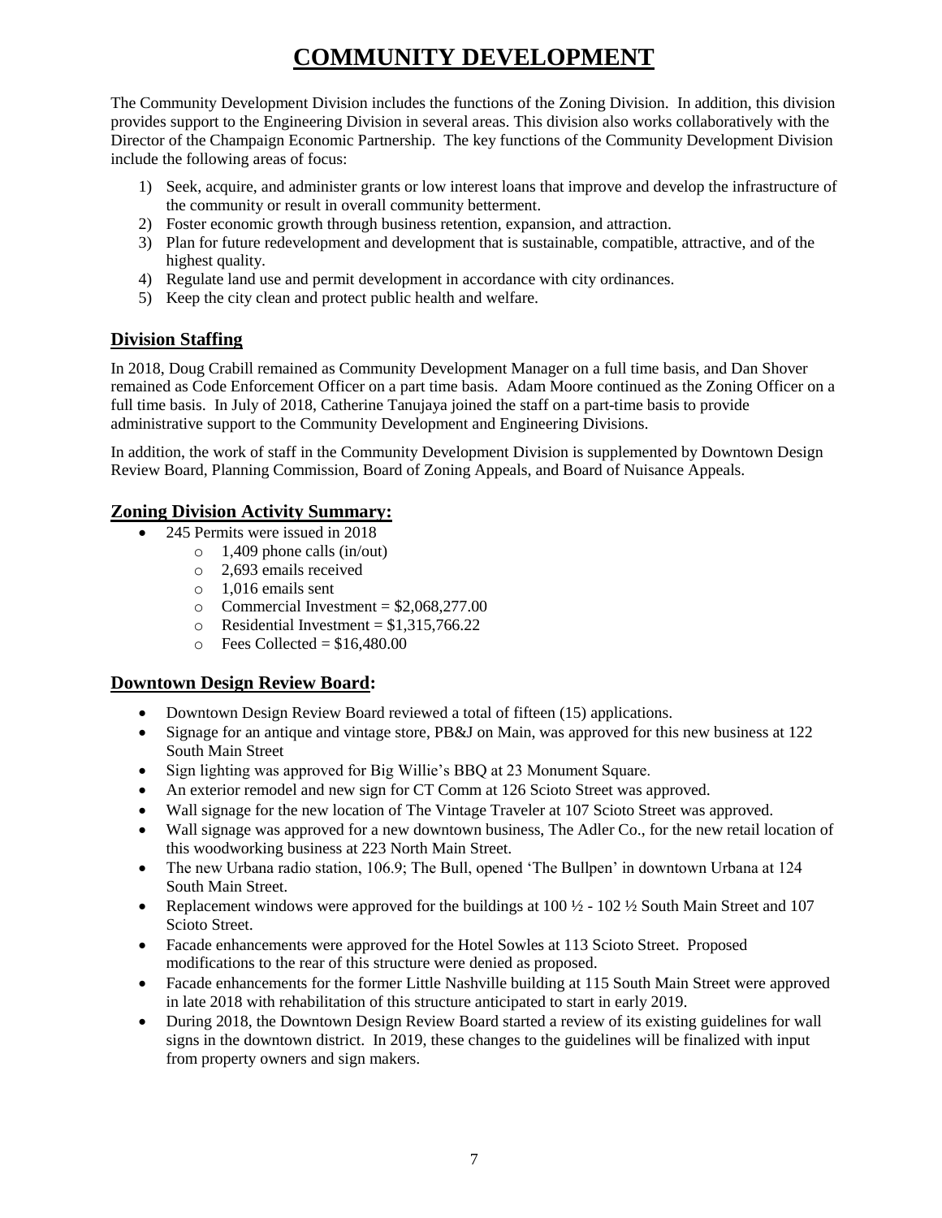# COMMUNITY DEVELOPMENT

The Community Development Division includes the functions of the Zoning Division. In addition, this division provides support to the Engineering Division in several areas. This division also works collaboratively with the Director of the Champaign Economic Partnership. The key functions of the Community Development Division include the following areas of focus:

1) Seek, acquire, and administer grants or low interest loans that improve and develop the infrastructure of the community or result in overall community betterment.
2) Foster economic growth through business retention, expansion, and attraction.
3) Plan for future redevelopment and development that is sustainable, compatible, attractive, and of the highest quality.
4) Regulate land use and permit development in accordance with city ordinances.
5) Keep the city clean and protect public health and welfare.

## Division Staffing

In 2018, Doug Crabill remained as Community Development Manager on a full time basis, and Dan Shover remained as Code Enforcement Officer on a part time basis. Adam Moore continued as the Zoning Officer on a full time basis. In July of 2018, Catherine Tanujaya joined the staff on a part-time basis to provide administrative support to the Community Development and Engineering Divisions.

In addition, the work of staff in the Community Development Division is supplemented by Downtown Design Review Board, Planning Commission, Board of Zoning Appeals, and Board of Nuisance Appeals.

## Zoning Division Activity Summary:

- 245 Permits were issued in 2018
  - 1,409 phone calls (in/out)
  - 2,693 emails received
  - 1,016 emails sent
  - Commercial Investment = $2,068,277.00
  - Residential Investment = $1,315,766.22
  - Fees Collected = $16,480.00

## Downtown Design Review Board:

- Downtown Design Review Board reviewed a total of fifteen (15) applications.
- Signage for an antique and vintage store, PB&J on Main, was approved for this new business at 122 South Main Street
- Sign lighting was approved for Big Willie's BBQ at 23 Monument Square.
- An exterior remodel and new sign for CT Comm at 126 Scioto Street was approved.
- Wall signage for the new location of The Vintage Traveler at 107 Scioto Street was approved.
- Wall signage was approved for a new downtown business, The Adler Co., for the new retail location of this woodworking business at 223 North Main Street.
- The new Urbana radio station, 106.9; The Bull, opened 'The Bullpen' in downtown Urbana at 124 South Main Street.
- Replacement windows were approved for the buildings at 100 ½ - 102 ½ South Main Street and 107 Scioto Street.
- Facade enhancements were approved for the Hotel Sowles at 113 Scioto Street. Proposed modifications to the rear of this structure were denied as proposed.
- Facade enhancements for the former Little Nashville building at 115 South Main Street were approved in late 2018 with rehabilitation of this structure anticipated to start in early 2019.
- During 2018, the Downtown Design Review Board started a review of its existing guidelines for wall signs in the downtown district. In 2019, these changes to the guidelines will be finalized with input from property owners and sign makers.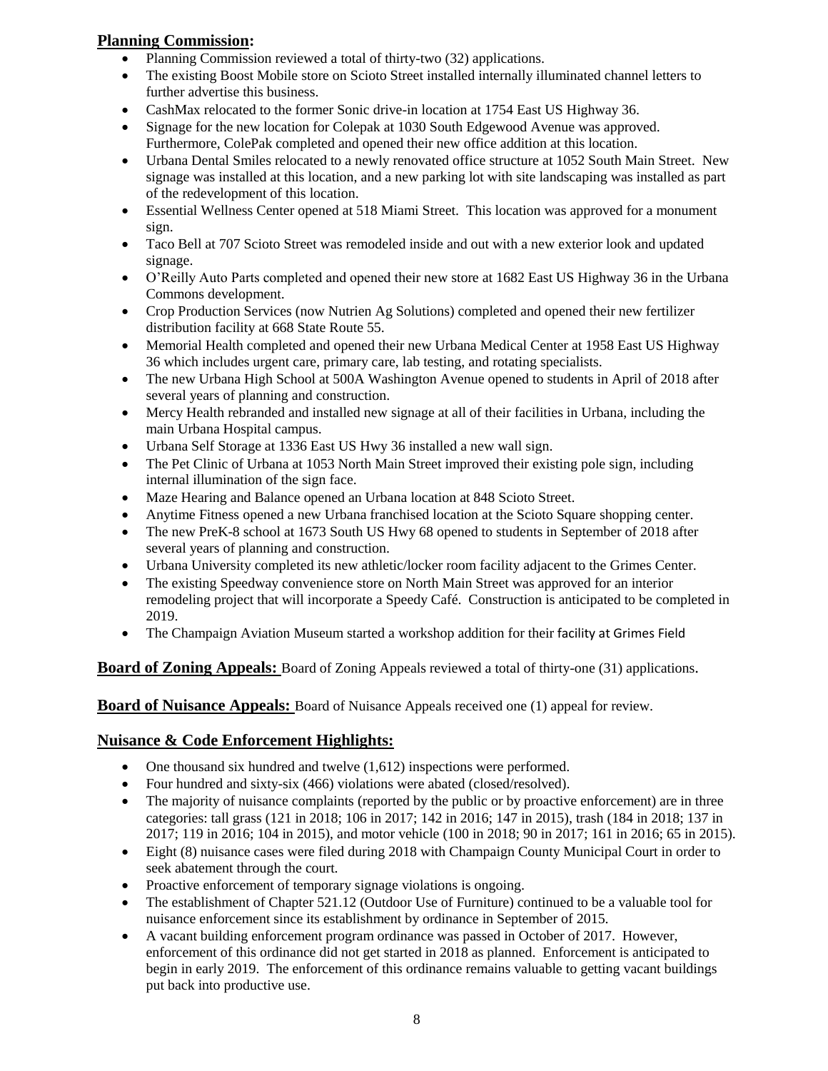## **Planning Commission:**

- Planning Commission reviewed a total of thirty-two (32) applications.
- The existing Boost Mobile store on Scioto Street installed internally illuminated channel letters to further advertise this business.
- CashMax relocated to the former Sonic drive-in location at 1754 East US Highway 36.
- Signage for the new location for Colepak at 1030 South Edgewood Avenue was approved. Furthermore, ColePak completed and opened their new office addition at this location.
- Urbana Dental Smiles relocated to a newly renovated office structure at 1052 South Main Street. New signage was installed at this location, and a new parking lot with site landscaping was installed as part of the redevelopment of this location.
- Essential Wellness Center opened at 518 Miami Street. This location was approved for a monument sign.
- Taco Bell at 707 Scioto Street was remodeled inside and out with a new exterior look and updated signage.
- O'Reilly Auto Parts completed and opened their new store at 1682 East US Highway 36 in the Urbana Commons development.
- Crop Production Services (now Nutrien Ag Solutions) completed and opened their new fertilizer distribution facility at 668 State Route 55.
- Memorial Health completed and opened their new Urbana Medical Center at 1958 East US Highway 36 which includes urgent care, primary care, lab testing, and rotating specialists.
- The new Urbana High School at 500A Washington Avenue opened to students in April of 2018 after several years of planning and construction.
- Mercy Health rebranded and installed new signage at all of their facilities in Urbana, including the main Urbana Hospital campus.
- Urbana Self Storage at 1336 East US Hwy 36 installed a new wall sign.
- The Pet Clinic of Urbana at 1053 North Main Street improved their existing pole sign, including internal illumination of the sign face.
- Maze Hearing and Balance opened an Urbana location at 848 Scioto Street.
- Anytime Fitness opened a new Urbana franchised location at the Scioto Square shopping center.
- The new PreK-8 school at 1673 South US Hwy 68 opened to students in September of 2018 after several years of planning and construction.
- Urbana University completed its new athletic/locker room facility adjacent to the Grimes Center.
- The existing Speedway convenience store on North Main Street was approved for an interior remodeling project that will incorporate a Speedy Café. Construction is anticipated to be completed in 2019.
- The Champaign Aviation Museum started a workshop addition for their facility at Grimes Field

**Board of Zoning Appeals:** Board of Zoning Appeals reviewed a total of thirty-one (31) applications.

**Board of Nuisance Appeals:** Board of Nuisance Appeals received one (1) appeal for review.

## **Nuisance & Code Enforcement Highlights:**

- One thousand six hundred and twelve (1,612) inspections were performed.
- Four hundred and sixty-six (466) violations were abated (closed/resolved).
- The majority of nuisance complaints (reported by the public or by proactive enforcement) are in three categories: tall grass (121 in 2018; 106 in 2017; 142 in 2016; 147 in 2015), trash (184 in 2018; 137 in 2017; 119 in 2016; 104 in 2015), and motor vehicle (100 in 2018; 90 in 2017; 161 in 2016; 65 in 2015).
- Eight (8) nuisance cases were filed during 2018 with Champaign County Municipal Court in order to seek abatement through the court.
- Proactive enforcement of temporary signage violations is ongoing.
- The establishment of Chapter 521.12 (Outdoor Use of Furniture) continued to be a valuable tool for nuisance enforcement since its establishment by ordinance in September of 2015.
- A vacant building enforcement program ordinance was passed in October of 2017. However, enforcement of this ordinance did not get started in 2018 as planned. Enforcement is anticipated to begin in early 2019. The enforcement of this ordinance remains valuable to getting vacant buildings put back into productive use.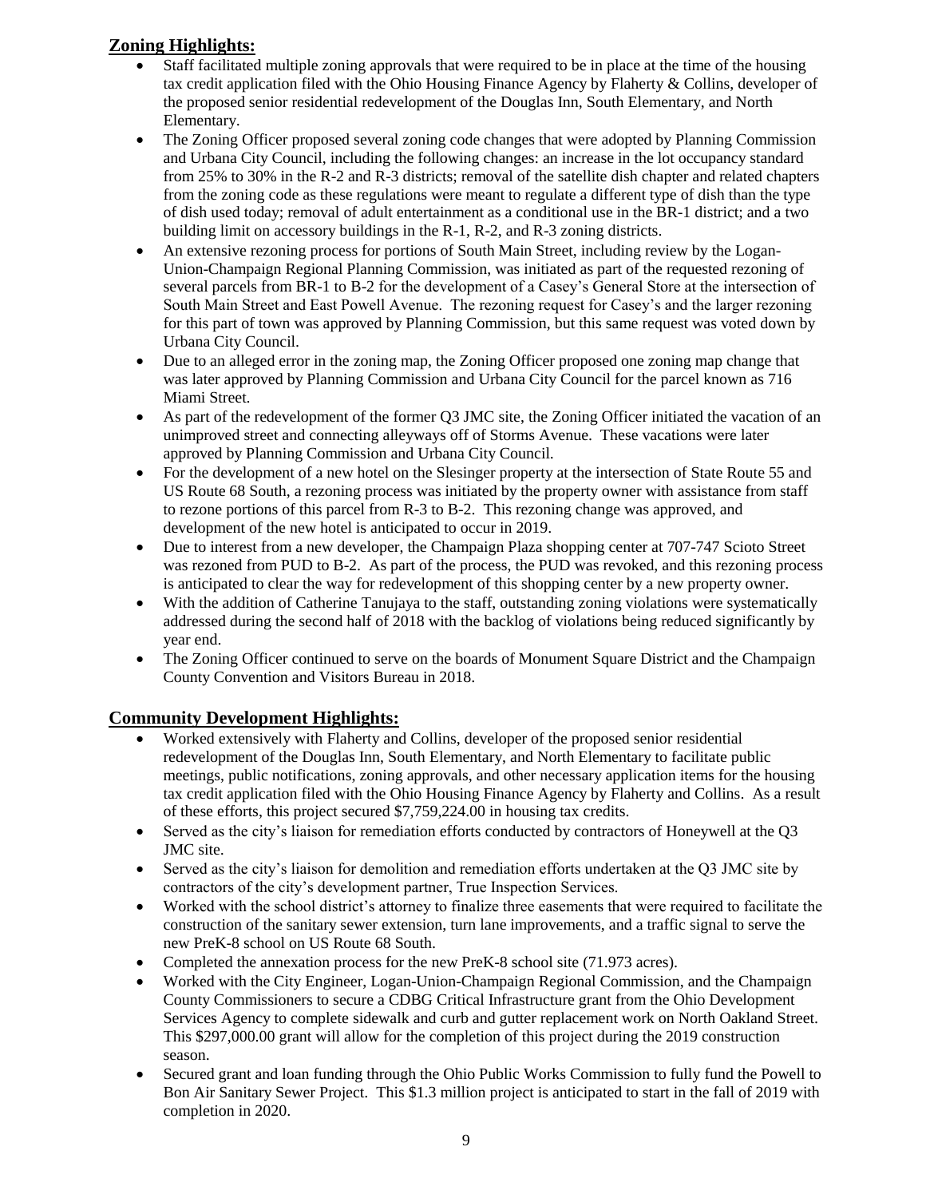## Zoning Highlights:

- Staff facilitated multiple zoning approvals that were required to be in place at the time of the housing tax credit application filed with the Ohio Housing Finance Agency by Flaherty & Collins, developer of the proposed senior residential redevelopment of the Douglas Inn, South Elementary, and North Elementary.
- The Zoning Officer proposed several zoning code changes that were adopted by Planning Commission and Urbana City Council, including the following changes: an increase in the lot occupancy standard from 25% to 30% in the R-2 and R-3 districts; removal of the satellite dish chapter and related chapters from the zoning code as these regulations were meant to regulate a different type of dish than the type of dish used today; removal of adult entertainment as a conditional use in the BR-1 district; and a two building limit on accessory buildings in the R-1, R-2, and R-3 zoning districts.
- An extensive rezoning process for portions of South Main Street, including review by the Logan-Union-Champaign Regional Planning Commission, was initiated as part of the requested rezoning of several parcels from BR-1 to B-2 for the development of a Casey's General Store at the intersection of South Main Street and East Powell Avenue. The rezoning request for Casey's and the larger rezoning for this part of town was approved by Planning Commission, but this same request was voted down by Urbana City Council.
- Due to an alleged error in the zoning map, the Zoning Officer proposed one zoning map change that was later approved by Planning Commission and Urbana City Council for the parcel known as 716 Miami Street.
- As part of the redevelopment of the former Q3 JMC site, the Zoning Officer initiated the vacation of an unimproved street and connecting alleyways off of Storms Avenue. These vacations were later approved by Planning Commission and Urbana City Council.
- For the development of a new hotel on the Slesinger property at the intersection of State Route 55 and US Route 68 South, a rezoning process was initiated by the property owner with assistance from staff to rezone portions of this parcel from R-3 to B-2. This rezoning change was approved, and development of the new hotel is anticipated to occur in 2019.
- Due to interest from a new developer, the Champaign Plaza shopping center at 707-747 Scioto Street was rezoned from PUD to B-2. As part of the process, the PUD was revoked, and this rezoning process is anticipated to clear the way for redevelopment of this shopping center by a new property owner.
- With the addition of Catherine Tanujaya to the staff, outstanding zoning violations were systematically addressed during the second half of 2018 with the backlog of violations being reduced significantly by year end.
- The Zoning Officer continued to serve on the boards of Monument Square District and the Champaign County Convention and Visitors Bureau in 2018.

## Community Development Highlights:

- Worked extensively with Flaherty and Collins, developer of the proposed senior residential redevelopment of the Douglas Inn, South Elementary, and North Elementary to facilitate public meetings, public notifications, zoning approvals, and other necessary application items for the housing tax credit application filed with the Ohio Housing Finance Agency by Flaherty and Collins. As a result of these efforts, this project secured $7,759,224.00 in housing tax credits.
- Served as the city's liaison for remediation efforts conducted by contractors of Honeywell at the Q3 JMC site.
- Served as the city's liaison for demolition and remediation efforts undertaken at the Q3 JMC site by contractors of the city's development partner, True Inspection Services.
- Worked with the school district's attorney to finalize three easements that were required to facilitate the construction of the sanitary sewer extension, turn lane improvements, and a traffic signal to serve the new PreK-8 school on US Route 68 South.
- Completed the annexation process for the new PreK-8 school site (71.973 acres).
- Worked with the City Engineer, Logan-Union-Champaign Regional Commission, and the Champaign County Commissioners to secure a CDBG Critical Infrastructure grant from the Ohio Development Services Agency to complete sidewalk and curb and gutter replacement work on North Oakland Street. This $297,000.00 grant will allow for the completion of this project during the 2019 construction season.
- Secured grant and loan funding through the Ohio Public Works Commission to fully fund the Powell to Bon Air Sanitary Sewer Project. This $1.3 million project is anticipated to start in the fall of 2019 with completion in 2020.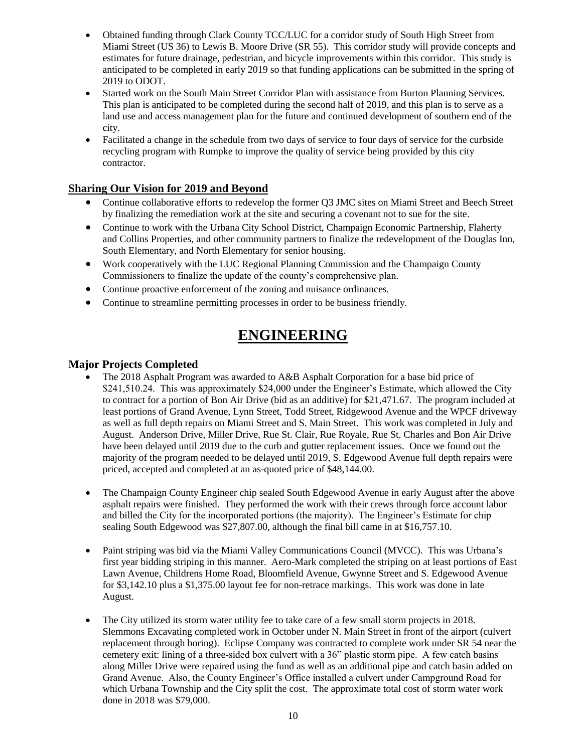- Obtained funding through Clark County TCC/LUC for a corridor study of South High Street from Miami Street (US 36) to Lewis B. Moore Drive (SR 55). This corridor study will provide concepts and estimates for future drainage, pedestrian, and bicycle improvements within this corridor. This study is anticipated to be completed in early 2019 so that funding applications can be submitted in the spring of 2019 to ODOT.
- Started work on the South Main Street Corridor Plan with assistance from Burton Planning Services. This plan is anticipated to be completed during the second half of 2019, and this plan is to serve as a land use and access management plan for the future and continued development of southern end of the city.
- Facilitated a change in the schedule from two days of service to four days of service for the curbside recycling program with Rumpke to improve the quality of service being provided by this city contractor.

### Sharing Our Vision for 2019 and Beyond

- Continue collaborative efforts to redevelop the former Q3 JMC sites on Miami Street and Beech Street by finalizing the remediation work at the site and securing a covenant not to sue for the site.
- Continue to work with the Urbana City School District, Champaign Economic Partnership, Flaherty and Collins Properties, and other community partners to finalize the redevelopment of the Douglas Inn, South Elementary, and North Elementary for senior housing.
- Work cooperatively with the LUC Regional Planning Commission and the Champaign County Commissioners to finalize the update of the county's comprehensive plan.
- Continue proactive enforcement of the zoning and nuisance ordinances.
- Continue to streamline permitting processes in order to be business friendly.

# ENGINEERING

### Major Projects Completed

- The 2018 Asphalt Program was awarded to A&B Asphalt Corporation for a base bid price of $241,510.24. This was approximately $24,000 under the Engineer's Estimate, which allowed the City to contract for a portion of Bon Air Drive (bid as an additive) for $21,471.67. The program included at least portions of Grand Avenue, Lynn Street, Todd Street, Ridgewood Avenue and the WPCF driveway as well as full depth repairs on Miami Street and S. Main Street. This work was completed in July and August. Anderson Drive, Miller Drive, Rue St. Clair, Rue Royale, Rue St. Charles and Bon Air Drive have been delayed until 2019 due to the curb and gutter replacement issues. Once we found out the majority of the program needed to be delayed until 2019, S. Edgewood Avenue full depth repairs were priced, accepted and completed at an as-quoted price of $48,144.00.

- The Champaign County Engineer chip sealed South Edgewood Avenue in early August after the above asphalt repairs were finished. They performed the work with their crews through force account labor and billed the City for the incorporated portions (the majority). The Engineer's Estimate for chip sealing South Edgewood was $27,807.00, although the final bill came in at $16,757.10.

- Paint striping was bid via the Miami Valley Communications Council (MVCC). This was Urbana's first year bidding striping in this manner. Aero-Mark completed the striping on at least portions of East Lawn Avenue, Childrens Home Road, Bloomfield Avenue, Gwynne Street and S. Edgewood Avenue for $3,142.10 plus a $1,375.00 layout fee for non-retrace markings. This work was done in late August.

- The City utilized its storm water utility fee to take care of a few small storm projects in 2018. Slemmons Excavating completed work in October under N. Main Street in front of the airport (culvert replacement through boring). Eclipse Company was contracted to complete work under SR 54 near the cemetery exit: lining of a three-sided box culvert with a 36" plastic storm pipe. A few catch basins along Miller Drive were repaired using the fund as well as an additional pipe and catch basin added on Grand Avenue. Also, the County Engineer's Office installed a culvert under Campground Road for which Urbana Township and the City split the cost. The approximate total cost of storm water work done in 2018 was $79,000.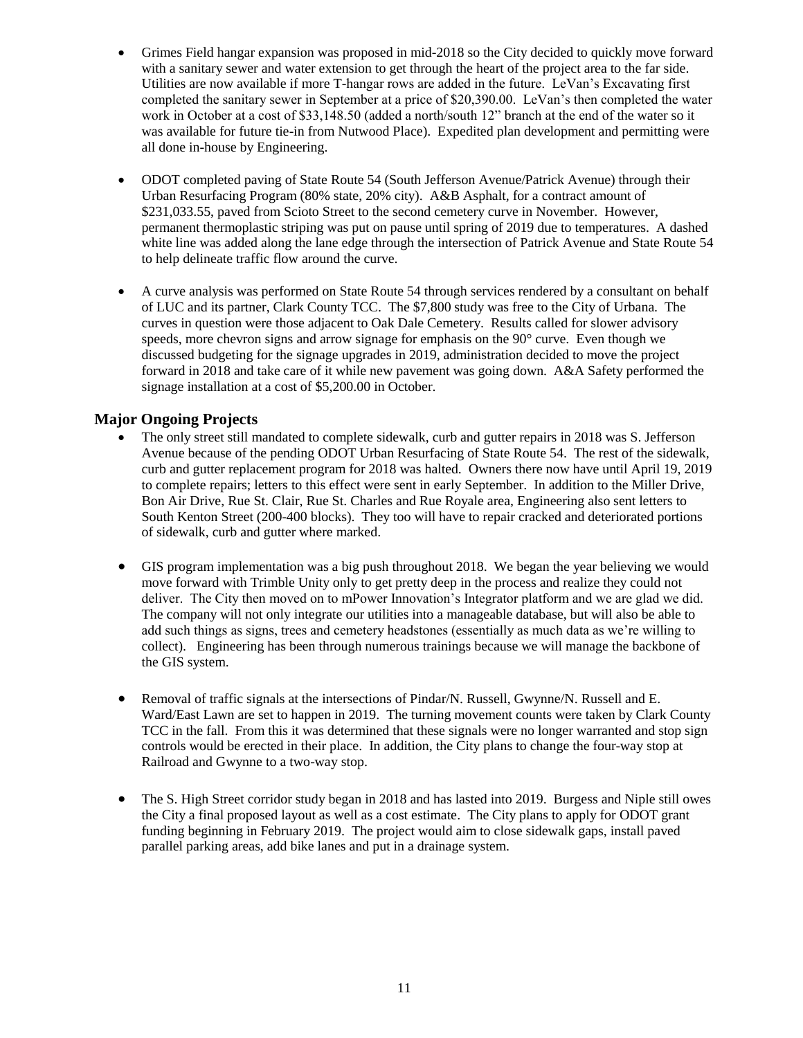- Grimes Field hangar expansion was proposed in mid-2018 so the City decided to quickly move forward with a sanitary sewer and water extension to get through the heart of the project area to the far side. Utilities are now available if more T-hangar rows are added in the future. LeVan's Excavating first completed the sanitary sewer in September at a price of $20,390.00. LeVan's then completed the water work in October at a cost of $33,148.50 (added a north/south 12" branch at the end of the water so it was available for future tie-in from Nutwood Place). Expedited plan development and permitting were all done in-house by Engineering.

- ODOT completed paving of State Route 54 (South Jefferson Avenue/Patrick Avenue) through their Urban Resurfacing Program (80% state, 20% city). A&B Asphalt, for a contract amount of $231,033.55, paved from Scioto Street to the second cemetery curve in November. However, permanent thermoplastic striping was put on pause until spring of 2019 due to temperatures. A dashed white line was added along the lane edge through the intersection of Patrick Avenue and State Route 54 to help delineate traffic flow around the curve.

- A curve analysis was performed on State Route 54 through services rendered by a consultant on behalf of LUC and its partner, Clark County TCC. The $7,800 study was free to the City of Urbana. The curves in question were those adjacent to Oak Dale Cemetery. Results called for slower advisory speeds, more chevron signs and arrow signage for emphasis on the 90° curve. Even though we discussed budgeting for the signage upgrades in 2019, administration decided to move the project forward in 2018 and take care of it while new pavement was going down. A&A Safety performed the signage installation at a cost of $5,200.00 in October.

## Major Ongoing Projects

- The only street still mandated to complete sidewalk, curb and gutter repairs in 2018 was S. Jefferson Avenue because of the pending ODOT Urban Resurfacing of State Route 54. The rest of the sidewalk, curb and gutter replacement program for 2018 was halted. Owners there now have until April 19, 2019 to complete repairs; letters to this effect were sent in early September. In addition to the Miller Drive, Bon Air Drive, Rue St. Clair, Rue St. Charles and Rue Royale area, Engineering also sent letters to South Kenton Street (200-400 blocks). They too will have to repair cracked and deteriorated portions of sidewalk, curb and gutter where marked.

- GIS program implementation was a big push throughout 2018. We began the year believing we would move forward with Trimble Unity only to get pretty deep in the process and realize they could not deliver. The City then moved on to mPower Innovation's Integrator platform and we are glad we did. The company will not only integrate our utilities into a manageable database, but will also be able to add such things as signs, trees and cemetery headstones (essentially as much data as we're willing to collect). Engineering has been through numerous trainings because we will manage the backbone of the GIS system.

- Removal of traffic signals at the intersections of Pindar/N. Russell, Gwynne/N. Russell and E. Ward/East Lawn are set to happen in 2019. The turning movement counts were taken by Clark County TCC in the fall. From this it was determined that these signals were no longer warranted and stop sign controls would be erected in their place. In addition, the City plans to change the four-way stop at Railroad and Gwynne to a two-way stop.

- The S. High Street corridor study began in 2018 and has lasted into 2019. Burgess and Niple still owes the City a final proposed layout as well as a cost estimate. The City plans to apply for ODOT grant funding beginning in February 2019. The project would aim to close sidewalk gaps, install paved parallel parking areas, add bike lanes and put in a drainage system.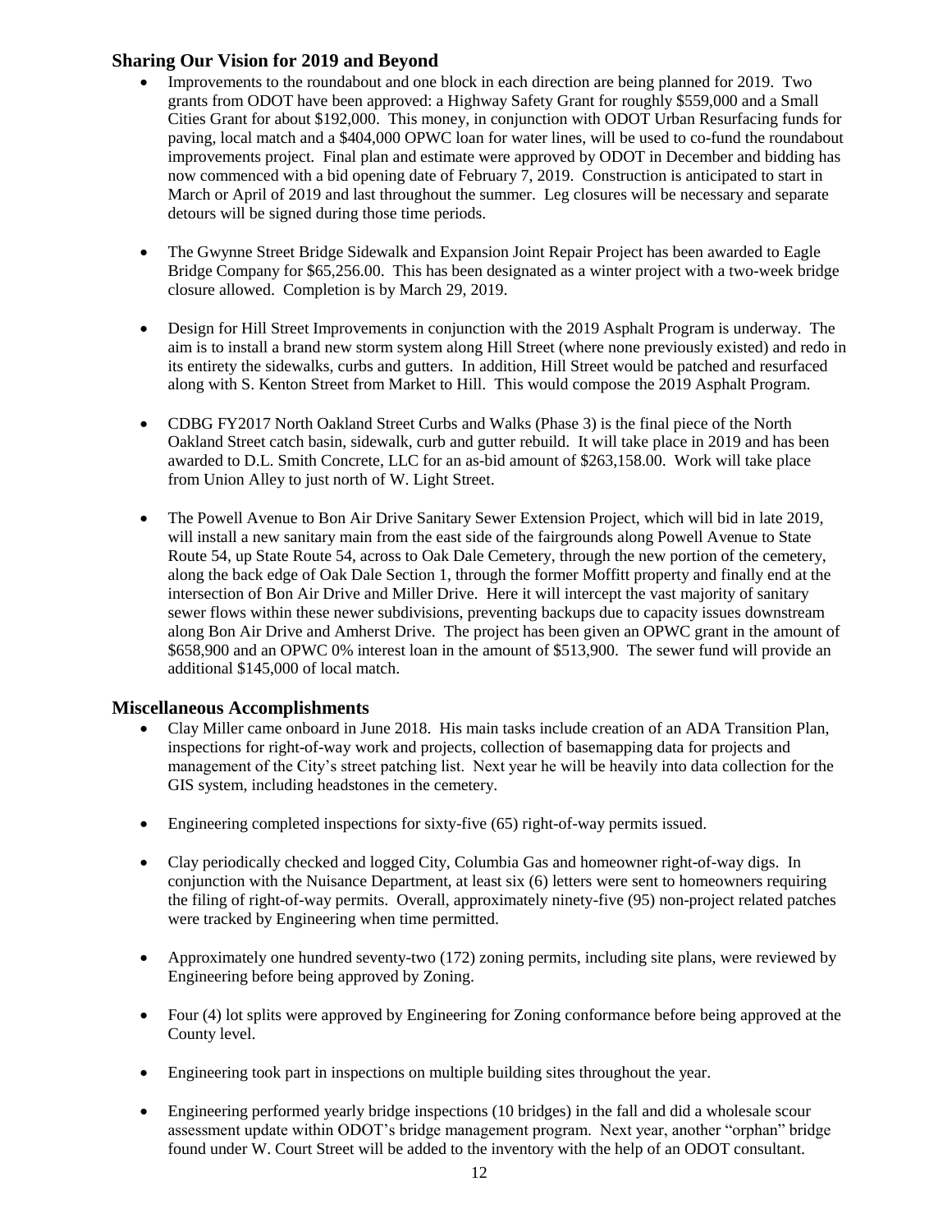## Sharing Our Vision for 2019 and Beyond

- Improvements to the roundabout and one block in each direction are being planned for 2019. Two grants from ODOT have been approved: a Highway Safety Grant for roughly $559,000 and a Small Cities Grant for about $192,000. This money, in conjunction with ODOT Urban Resurfacing funds for paving, local match and a $404,000 OPWC loan for water lines, will be used to co-fund the roundabout improvements project. Final plan and estimate were approved by ODOT in December and bidding has now commenced with a bid opening date of February 7, 2019. Construction is anticipated to start in March or April of 2019 and last throughout the summer. Leg closures will be necessary and separate detours will be signed during those time periods.

- The Gwynne Street Bridge Sidewalk and Expansion Joint Repair Project has been awarded to Eagle Bridge Company for $65,256.00. This has been designated as a winter project with a two-week bridge closure allowed. Completion is by March 29, 2019.

- Design for Hill Street Improvements in conjunction with the 2019 Asphalt Program is underway. The aim is to install a brand new storm system along Hill Street (where none previously existed) and redo in its entirety the sidewalks, curbs and gutters. In addition, Hill Street would be patched and resurfaced along with S. Kenton Street from Market to Hill. This would compose the 2019 Asphalt Program.

- CDBG FY2017 North Oakland Street Curbs and Walks (Phase 3) is the final piece of the North Oakland Street catch basin, sidewalk, curb and gutter rebuild. It will take place in 2019 and has been awarded to D.L. Smith Concrete, LLC for an as-bid amount of $263,158.00. Work will take place from Union Alley to just north of W. Light Street.

- The Powell Avenue to Bon Air Drive Sanitary Sewer Extension Project, which will bid in late 2019, will install a new sanitary main from the east side of the fairgrounds along Powell Avenue to State Route 54, up State Route 54, across to Oak Dale Cemetery, through the new portion of the cemetery, along the back edge of Oak Dale Section 1, through the former Moffitt property and finally end at the intersection of Bon Air Drive and Miller Drive. Here it will intercept the vast majority of sanitary sewer flows within these newer subdivisions, preventing backups due to capacity issues downstream along Bon Air Drive and Amherst Drive. The project has been given an OPWC grant in the amount of $658,900 and an OPWC 0% interest loan in the amount of $513,900. The sewer fund will provide an additional $145,000 of local match.

## Miscellaneous Accomplishments

- Clay Miller came onboard in June 2018. His main tasks include creation of an ADA Transition Plan, inspections for right-of-way work and projects, collection of basemapping data for projects and management of the City's street patching list. Next year he will be heavily into data collection for the GIS system, including headstones in the cemetery.

- Engineering completed inspections for sixty-five (65) right-of-way permits issued.

- Clay periodically checked and logged City, Columbia Gas and homeowner right-of-way digs. In conjunction with the Nuisance Department, at least six (6) letters were sent to homeowners requiring the filing of right-of-way permits. Overall, approximately ninety-five (95) non-project related patches were tracked by Engineering when time permitted.

- Approximately one hundred seventy-two (172) zoning permits, including site plans, were reviewed by Engineering before being approved by Zoning.

- Four (4) lot splits were approved by Engineering for Zoning conformance before being approved at the County level.

- Engineering took part in inspections on multiple building sites throughout the year.

- Engineering performed yearly bridge inspections (10 bridges) in the fall and did a wholesale scour assessment update within ODOT's bridge management program. Next year, another "orphan" bridge found under W. Court Street will be added to the inventory with the help of an ODOT consultant.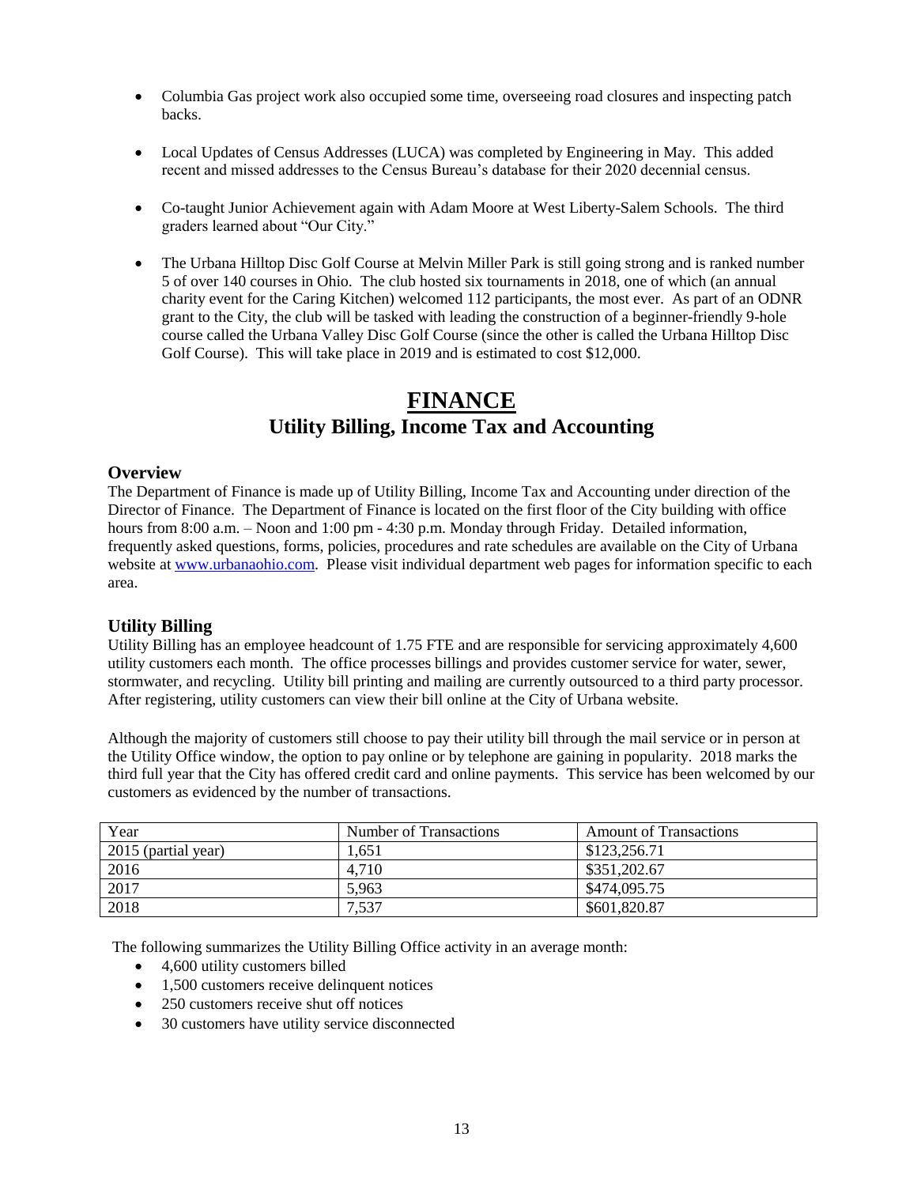- Columbia Gas project work also occupied some time, overseeing road closures and inspecting patch backs.

- Local Updates of Census Addresses (LUCA) was completed by Engineering in May. This added recent and missed addresses to the Census Bureau's database for their 2020 decennial census.

- Co-taught Junior Achievement again with Adam Moore at West Liberty-Salem Schools. The third graders learned about "Our City."

- The Urbana Hilltop Disc Golf Course at Melvin Miller Park is still going strong and is ranked number 5 of over 140 courses in Ohio. The club hosted six tournaments in 2018, one of which (an annual charity event for the Caring Kitchen) welcomed 112 participants, the most ever. As part of an ODNR grant to the City, the club will be tasked with leading the construction of a beginner-friendly 9-hole course called the Urbana Valley Disc Golf Course (since the other is called the Urbana Hilltop Disc Golf Course). This will take place in 2019 and is estimated to cost $12,000.

# FINANCE

## Utility Billing, Income Tax and Accounting

### Overview

The Department of Finance is made up of Utility Billing, Income Tax and Accounting under direction of the Director of Finance. The Department of Finance is located on the first floor of the City building with office hours from 8:00 a.m. – Noon and 1:00 pm - 4:30 p.m. Monday through Friday. Detailed information, frequently asked questions, forms, policies, procedures and rate schedules are available on the City of Urbana website at www.urbanaohio.com. Please visit individual department web pages for information specific to each area.

### Utility Billing

Utility Billing has an employee headcount of 1.75 FTE and are responsible for servicing approximately 4,600 utility customers each month. The office processes billings and provides customer service for water, sewer, stormwater, and recycling. Utility bill printing and mailing are currently outsourced to a third party processor. After registering, utility customers can view their bill online at the City of Urbana website.

Although the majority of customers still choose to pay their utility bill through the mail service or in person at the Utility Office window, the option to pay online or by telephone are gaining in popularity. 2018 marks the third full year that the City has offered credit card and online payments. This service has been welcomed by our customers as evidenced by the number of transactions.

| Year | Number of Transactions | Amount of Transactions |
|---|---|---|
| 2015 (partial year) | 1,651 | $123,256.71 |
| 2016 | 4,710 | $351,202.67 |
| 2017 | 5,963 | $474,095.75 |
| 2018 | 7,537 | $601,820.87 |

The following summarizes the Utility Billing Office activity in an average month:

- 4,600 utility customers billed
- 1,500 customers receive delinquent notices
- 250 customers receive shut off notices
- 30 customers have utility service disconnected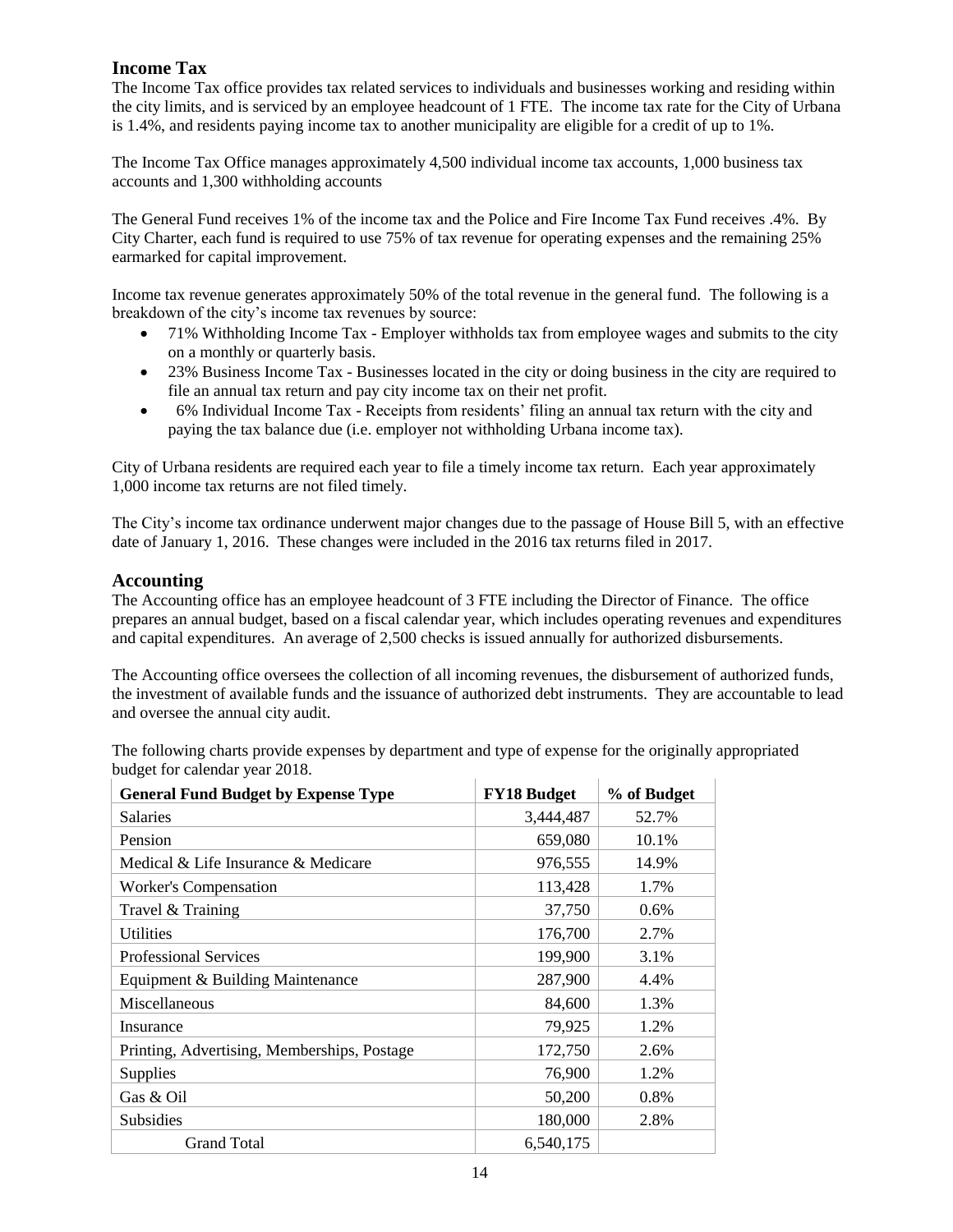## Income Tax

The Income Tax office provides tax related services to individuals and businesses working and residing within the city limits, and is serviced by an employee headcount of 1 FTE. The income tax rate for the City of Urbana is 1.4%, and residents paying income tax to another municipality are eligible for a credit of up to 1%.

The Income Tax Office manages approximately 4,500 individual income tax accounts, 1,000 business tax accounts and 1,300 withholding accounts

The General Fund receives 1% of the income tax and the Police and Fire Income Tax Fund receives .4%. By City Charter, each fund is required to use 75% of tax revenue for operating expenses and the remaining 25% earmarked for capital improvement.

Income tax revenue generates approximately 50% of the total revenue in the general fund. The following is a breakdown of the city's income tax revenues by source:

- 71% Withholding Income Tax - Employer withholds tax from employee wages and submits to the city on a monthly or quarterly basis.
- 23% Business Income Tax - Businesses located in the city or doing business in the city are required to file an annual tax return and pay city income tax on their net profit.
- 6% Individual Income Tax - Receipts from residents' filing an annual tax return with the city and paying the tax balance due (i.e. employer not withholding Urbana income tax).

City of Urbana residents are required each year to file a timely income tax return. Each year approximately 1,000 income tax returns are not filed timely.

The City's income tax ordinance underwent major changes due to the passage of House Bill 5, with an effective date of January 1, 2016. These changes were included in the 2016 tax returns filed in 2017.

## Accounting

The Accounting office has an employee headcount of 3 FTE including the Director of Finance. The office prepares an annual budget, based on a fiscal calendar year, which includes operating revenues and expenditures and capital expenditures. An average of 2,500 checks is issued annually for authorized disbursements.

The Accounting office oversees the collection of all incoming revenues, the disbursement of authorized funds, the investment of available funds and the issuance of authorized debt instruments. They are accountable to lead and oversee the annual city audit.

The following charts provide expenses by department and type of expense for the originally appropriated budget for calendar year 2018.

| General Fund Budget by Expense Type | FY18 Budget | % of Budget |
|---|---|---|
| Salaries | 3,444,487 | 52.7% |
| Pension | 659,080 | 10.1% |
| Medical & Life Insurance & Medicare | 976,555 | 14.9% |
| Worker's Compensation | 113,428 | 1.7% |
| Travel & Training | 37,750 | 0.6% |
| Utilities | 176,700 | 2.7% |
| Professional Services | 199,900 | 3.1% |
| Equipment & Building Maintenance | 287,900 | 4.4% |
| Miscellaneous | 84,600 | 1.3% |
| Insurance | 79,925 | 1.2% |
| Printing, Advertising, Memberships, Postage | 172,750 | 2.6% |
| Supplies | 76,900 | 1.2% |
| Gas & Oil | 50,200 | 0.8% |
| Subsidies | 180,000 | 2.8% |
| Grand Total | 6,540,175 | |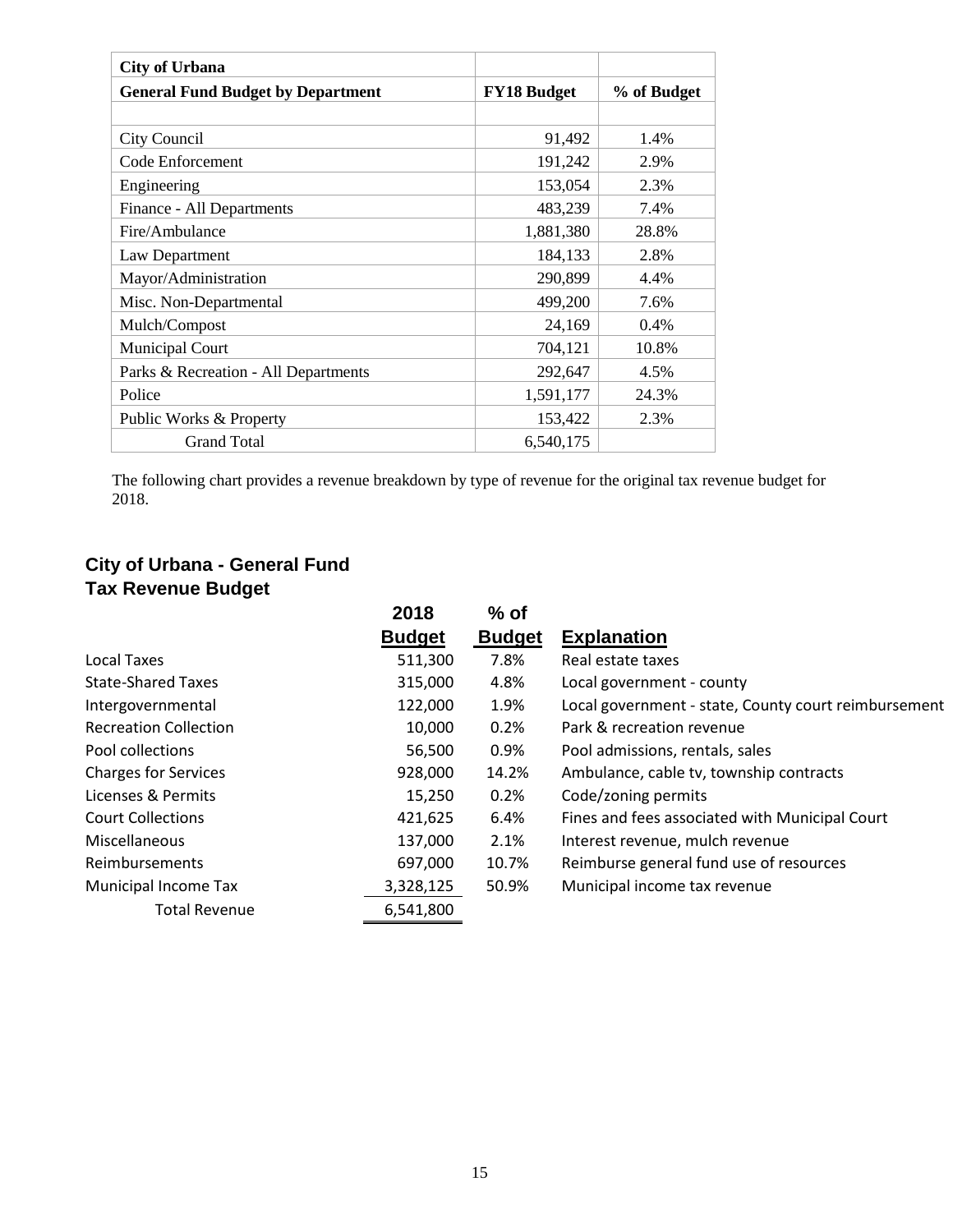| City of Urbana | | |
|---|---|---|
| **General Fund Budget by Department** | **FY18 Budget** | **% of Budget** |
| | | |
| City Council | 91,492 | 1.4% |
| Code Enforcement | 191,242 | 2.9% |
| Engineering | 153,054 | 2.3% |
| Finance - All Departments | 483,239 | 7.4% |
| Fire/Ambulance | 1,881,380 | 28.8% |
| Law Department | 184,133 | 2.8% |
| Mayor/Administration | 290,899 | 4.4% |
| Misc. Non-Departmental | 499,200 | 7.6% |
| Mulch/Compost | 24,169 | 0.4% |
| Municipal Court | 704,121 | 10.8% |
| Parks & Recreation - All Departments | 292,647 | 4.5% |
| Police | 1,591,177 | 24.3% |
| Public Works & Property | 153,422 | 2.3% |
| Grand Total | 6,540,175 | |

The following chart provides a revenue breakdown by type of revenue for the original tax revenue budget for 2018.

**City of Urbana - General Fund**
**Tax Revenue Budget**

| | 2018 Budget | % of Budget | Explanation |
|---|---|---|---|
| Local Taxes | 511,300 | 7.8% | Real estate taxes |
| State-Shared Taxes | 315,000 | 4.8% | Local government - county |
| Intergovernmental | 122,000 | 1.9% | Local government - state, County court reimbursement |
| Recreation Collection | 10,000 | 0.2% | Park & recreation revenue |
| Pool collections | 56,500 | 0.9% | Pool admissions, rentals, sales |
| Charges for Services | 928,000 | 14.2% | Ambulance, cable tv, township contracts |
| Licenses & Permits | 15,250 | 0.2% | Code/zoning permits |
| Court Collections | 421,625 | 6.4% | Fines and fees associated with Municipal Court |
| Miscellaneous | 137,000 | 2.1% | Interest revenue, mulch revenue |
| Reimbursements | 697,000 | 10.7% | Reimburse general fund use of resources |
| Municipal Income Tax | 3,328,125 | 50.9% | Municipal income tax revenue |
| Total Revenue | 6,541,800 | | |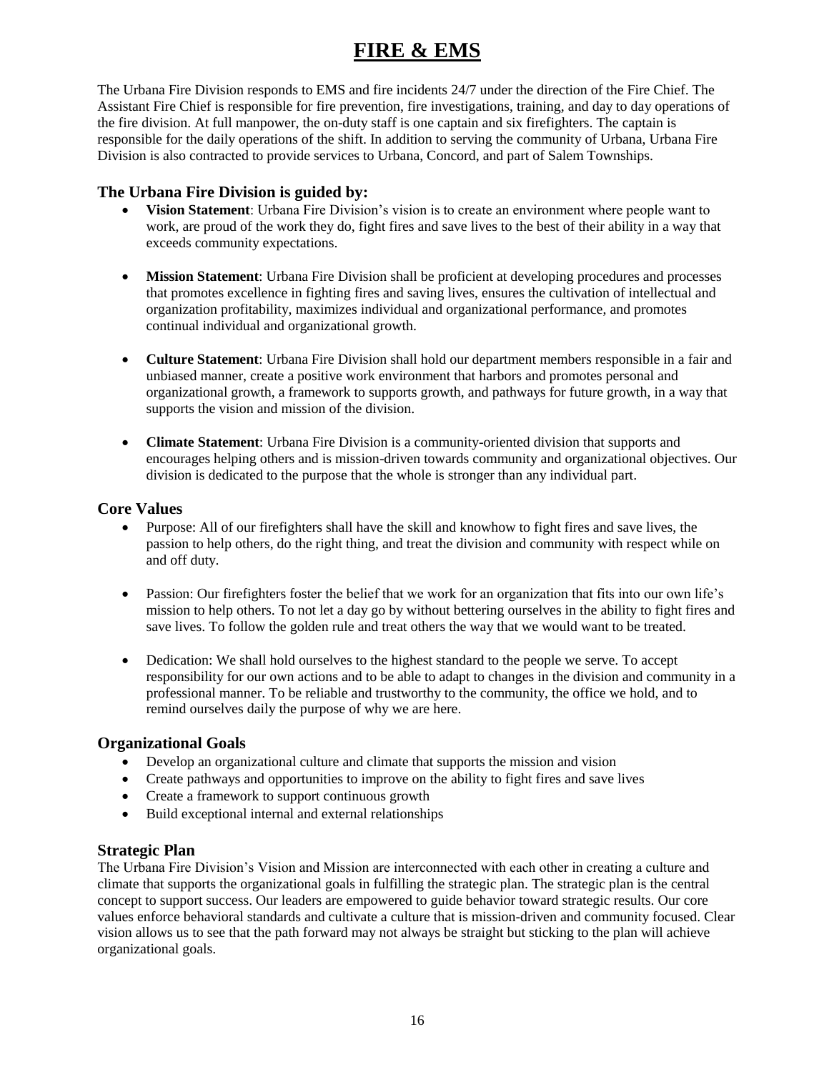# FIRE & EMS

The Urbana Fire Division responds to EMS and fire incidents 24/7 under the direction of the Fire Chief. The Assistant Fire Chief is responsible for fire prevention, fire investigations, training, and day to day operations of the fire division. At full manpower, the on-duty staff is one captain and six firefighters. The captain is responsible for the daily operations of the shift. In addition to serving the community of Urbana, Urbana Fire Division is also contracted to provide services to Urbana, Concord, and part of Salem Townships.

## The Urbana Fire Division is guided by:

- **Vision Statement**: Urbana Fire Division's vision is to create an environment where people want to work, are proud of the work they do, fight fires and save lives to the best of their ability in a way that exceeds community expectations.
- **Mission Statement**: Urbana Fire Division shall be proficient at developing procedures and processes that promotes excellence in fighting fires and saving lives, ensures the cultivation of intellectual and organization profitability, maximizes individual and organizational performance, and promotes continual individual and organizational growth.
- **Culture Statement**: Urbana Fire Division shall hold our department members responsible in a fair and unbiased manner, create a positive work environment that harbors and promotes personal and organizational growth, a framework to supports growth, and pathways for future growth, in a way that supports the vision and mission of the division.
- **Climate Statement**: Urbana Fire Division is a community-oriented division that supports and encourages helping others and is mission-driven towards community and organizational objectives. Our division is dedicated to the purpose that the whole is stronger than any individual part.

## Core Values

- Purpose: All of our firefighters shall have the skill and knowhow to fight fires and save lives, the passion to help others, do the right thing, and treat the division and community with respect while on and off duty.
- Passion: Our firefighters foster the belief that we work for an organization that fits into our own life's mission to help others. To not let a day go by without bettering ourselves in the ability to fight fires and save lives. To follow the golden rule and treat others the way that we would want to be treated.
- Dedication: We shall hold ourselves to the highest standard to the people we serve. To accept responsibility for our own actions and to be able to adapt to changes in the division and community in a professional manner. To be reliable and trustworthy to the community, the office we hold, and to remind ourselves daily the purpose of why we are here.

## Organizational Goals

- Develop an organizational culture and climate that supports the mission and vision
- Create pathways and opportunities to improve on the ability to fight fires and save lives
- Create a framework to support continuous growth
- Build exceptional internal and external relationships

## Strategic Plan

The Urbana Fire Division's Vision and Mission are interconnected with each other in creating a culture and climate that supports the organizational goals in fulfilling the strategic plan. The strategic plan is the central concept to support success. Our leaders are empowered to guide behavior toward strategic results. Our core values enforce behavioral standards and cultivate a culture that is mission-driven and community focused. Clear vision allows us to see that the path forward may not always be straight but sticking to the plan will achieve organizational goals.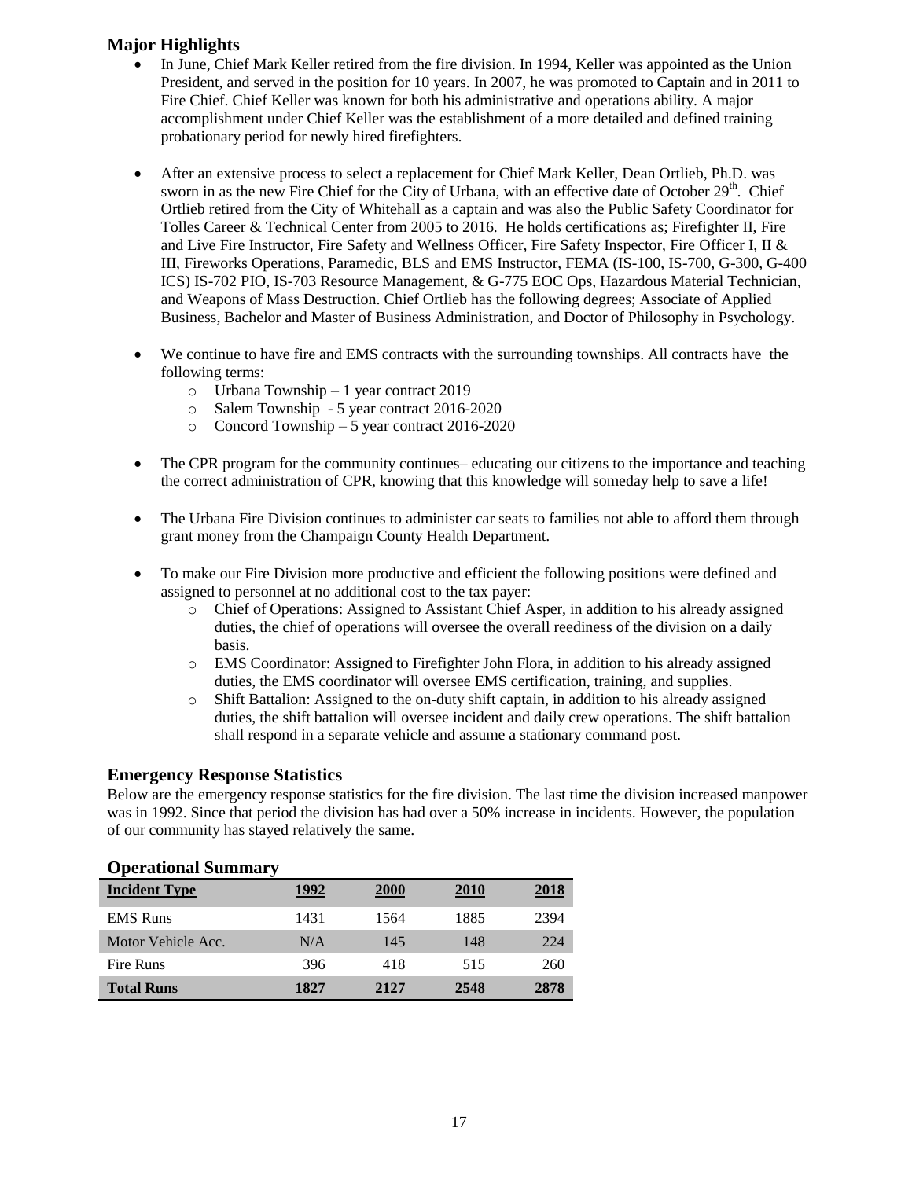## Major Highlights

- In June, Chief Mark Keller retired from the fire division. In 1994, Keller was appointed as the Union President, and served in the position for 10 years. In 2007, he was promoted to Captain and in 2011 to Fire Chief. Chief Keller was known for both his administrative and operations ability. A major accomplishment under Chief Keller was the establishment of a more detailed and defined training probationary period for newly hired firefighters.

- After an extensive process to select a replacement for Chief Mark Keller, Dean Ortlieb, Ph.D. was sworn in as the new Fire Chief for the City of Urbana, with an effective date of October 29th. Chief Ortlieb retired from the City of Whitehall as a captain and was also the Public Safety Coordinator for Tolles Career & Technical Center from 2005 to 2016. He holds certifications as; Firefighter II, Fire and Live Fire Instructor, Fire Safety and Wellness Officer, Fire Safety Inspector, Fire Officer I, II & III, Fireworks Operations, Paramedic, BLS and EMS Instructor, FEMA (IS-100, IS-700, G-300, G-400 ICS) IS-702 PIO, IS-703 Resource Management, & G-775 EOC Ops, Hazardous Material Technician, and Weapons of Mass Destruction. Chief Ortlieb has the following degrees; Associate of Applied Business, Bachelor and Master of Business Administration, and Doctor of Philosophy in Psychology.

- We continue to have fire and EMS contracts with the surrounding townships. All contracts have the following terms:
  - Urbana Township – 1 year contract 2019
  - Salem Township - 5 year contract 2016-2020
  - Concord Township – 5 year contract 2016-2020

- The CPR program for the community continues– educating our citizens to the importance and teaching the correct administration of CPR, knowing that this knowledge will someday help to save a life!

- The Urbana Fire Division continues to administer car seats to families not able to afford them through grant money from the Champaign County Health Department.

- To make our Fire Division more productive and efficient the following positions were defined and assigned to personnel at no additional cost to the tax payer:
  - Chief of Operations: Assigned to Assistant Chief Asper, in addition to his already assigned duties, the chief of operations will oversee the overall reediness of the division on a daily basis.
  - EMS Coordinator: Assigned to Firefighter John Flora, in addition to his already assigned duties, the EMS coordinator will oversee EMS certification, training, and supplies.
  - Shift Battalion: Assigned to the on-duty shift captain, in addition to his already assigned duties, the shift battalion will oversee incident and daily crew operations. The shift battalion shall respond in a separate vehicle and assume a stationary command post.

## Emergency Response Statistics

Below are the emergency response statistics for the fire division. The last time the division increased manpower was in 1992. Since that period the division has had over a 50% increase in incidents. However, the population of our community has stayed relatively the same.

## Operational Summary

| Incident Type | 1992 | 2000 | 2010 | 2018 |
|---|---|---|---|---|
| EMS Runs | 1431 | 1564 | 1885 | 2394 |
| Motor Vehicle Acc. | N/A | 145 | 148 | 224 |
| Fire Runs | 396 | 418 | 515 | 260 |
| **Total Runs** | **1827** | **2127** | **2548** | **2878** |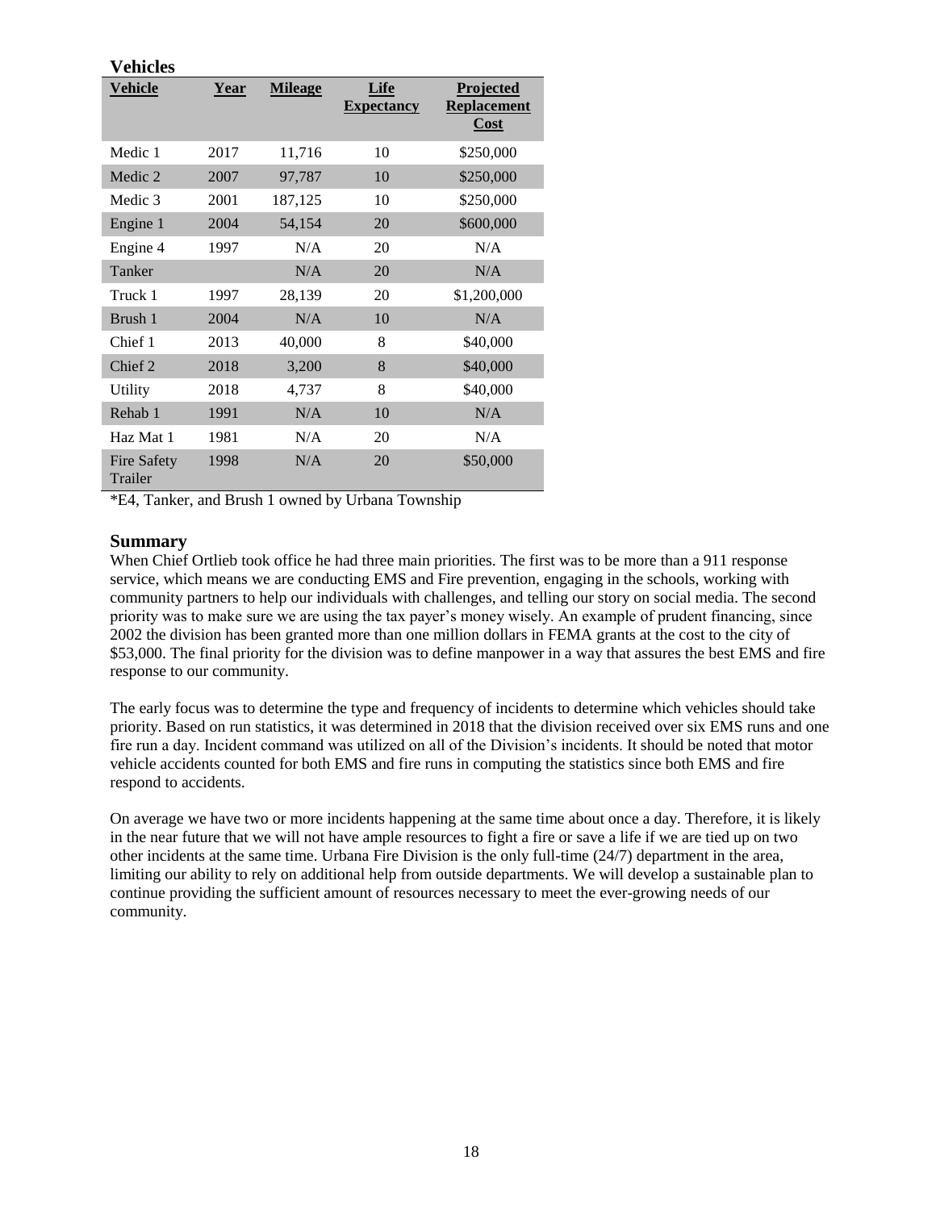## Vehicles

| Vehicle | Year | Mileage | Life Expectancy | Projected Replacement Cost |
|---|---|---|---|---|
| Medic 1 | 2017 | 11,716 | 10 | $250,000 |
| Medic 2 | 2007 | 97,787 | 10 | $250,000 |
| Medic 3 | 2001 | 187,125 | 10 | $250,000 |
| Engine 1 | 2004 | 54,154 | 20 | $600,000 |
| Engine 4 | 1997 | N/A | 20 | N/A |
| Tanker | | N/A | 20 | N/A |
| Truck 1 | 1997 | 28,139 | 20 | $1,200,000 |
| Brush 1 | 2004 | N/A | 10 | N/A |
| Chief 1 | 2013 | 40,000 | 8 | $40,000 |
| Chief 2 | 2018 | 3,200 | 8 | $40,000 |
| Utility | 2018 | 4,737 | 8 | $40,000 |
| Rehab 1 | 1991 | N/A | 10 | N/A |
| Haz Mat 1 | 1981 | N/A | 20 | N/A |
| Fire Safety Trailer | 1998 | N/A | 20 | $50,000 |

*E4, Tanker, and Brush 1 owned by Urbana Township

## Summary

When Chief Ortlieb took office he had three main priorities. The first was to be more than a 911 response service, which means we are conducting EMS and Fire prevention, engaging in the schools, working with community partners to help our individuals with challenges, and telling our story on social media. The second priority was to make sure we are using the tax payer's money wisely. An example of prudent financing, since 2002 the division has been granted more than one million dollars in FEMA grants at the cost to the city of $53,000. The final priority for the division was to define manpower in a way that assures the best EMS and fire response to our community.

The early focus was to determine the type and frequency of incidents to determine which vehicles should take priority. Based on run statistics, it was determined in 2018 that the division received over six EMS runs and one fire run a day. Incident command was utilized on all of the Division's incidents. It should be noted that motor vehicle accidents counted for both EMS and fire runs in computing the statistics since both EMS and fire respond to accidents.

On average we have two or more incidents happening at the same time about once a day. Therefore, it is likely in the near future that we will not have ample resources to fight a fire or save a life if we are tied up on two other incidents at the same time. Urbana Fire Division is the only full-time (24/7) department in the area, limiting our ability to rely on additional help from outside departments. We will develop a sustainable plan to continue providing the sufficient amount of resources necessary to meet the ever-growing needs of our community.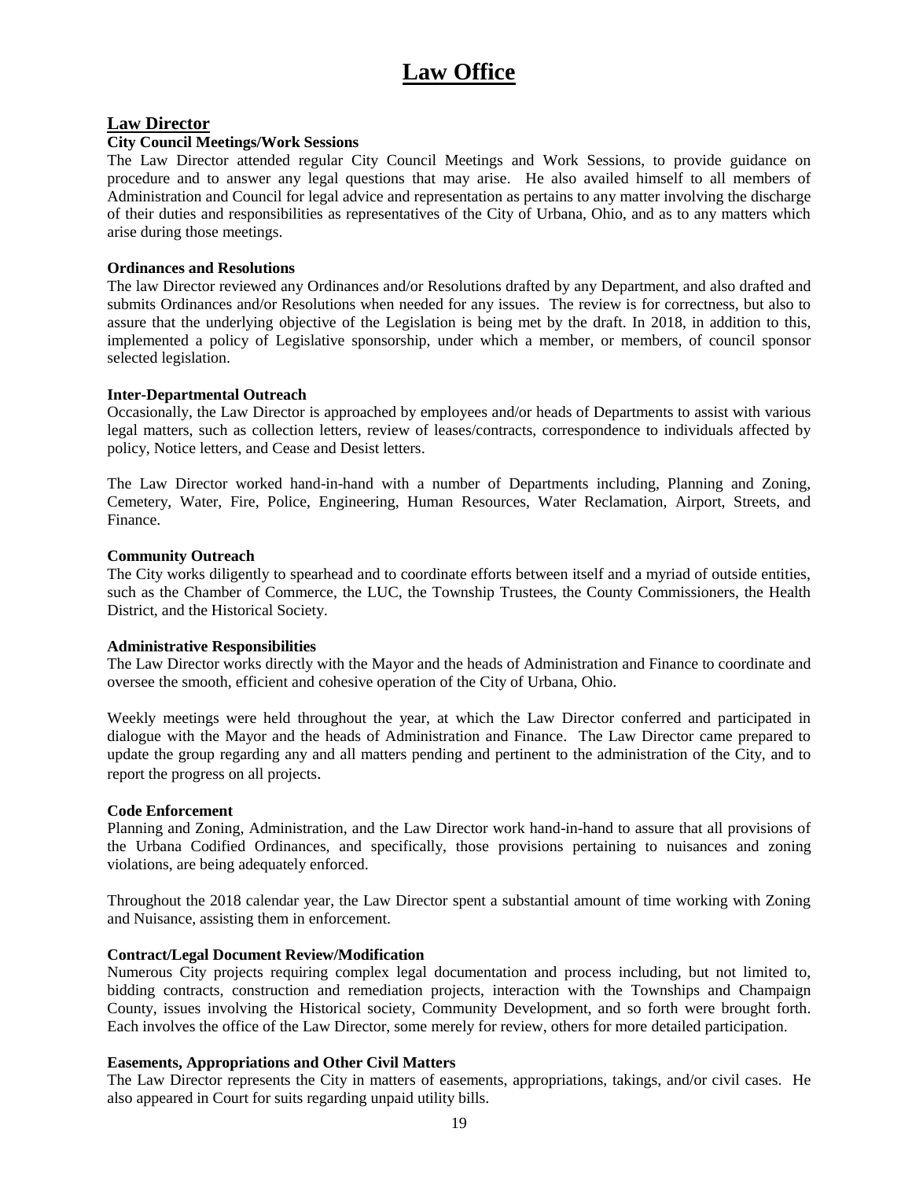# Law Office

## Law Director

### City Council Meetings/Work Sessions

The Law Director attended regular City Council Meetings and Work Sessions, to provide guidance on procedure and to answer any legal questions that may arise. He also availed himself to all members of Administration and Council for legal advice and representation as pertains to any matter involving the discharge of their duties and responsibilities as representatives of the City of Urbana, Ohio, and as to any matters which arise during those meetings.

### Ordinances and Resolutions

The law Director reviewed any Ordinances and/or Resolutions drafted by any Department, and also drafted and submits Ordinances and/or Resolutions when needed for any issues. The review is for correctness, but also to assure that the underlying objective of the Legislation is being met by the draft. In 2018, in addition to this, implemented a policy of Legislative sponsorship, under which a member, or members, of council sponsor selected legislation.

### Inter-Departmental Outreach

Occasionally, the Law Director is approached by employees and/or heads of Departments to assist with various legal matters, such as collection letters, review of leases/contracts, correspondence to individuals affected by policy, Notice letters, and Cease and Desist letters.

The Law Director worked hand-in-hand with a number of Departments including, Planning and Zoning, Cemetery, Water, Fire, Police, Engineering, Human Resources, Water Reclamation, Airport, Streets, and Finance.

### Community Outreach

The City works diligently to spearhead and to coordinate efforts between itself and a myriad of outside entities, such as the Chamber of Commerce, the LUC, the Township Trustees, the County Commissioners, the Health District, and the Historical Society.

### Administrative Responsibilities

The Law Director works directly with the Mayor and the heads of Administration and Finance to coordinate and oversee the smooth, efficient and cohesive operation of the City of Urbana, Ohio.

Weekly meetings were held throughout the year, at which the Law Director conferred and participated in dialogue with the Mayor and the heads of Administration and Finance. The Law Director came prepared to update the group regarding any and all matters pending and pertinent to the administration of the City, and to report the progress on all projects.

### Code Enforcement

Planning and Zoning, Administration, and the Law Director work hand-in-hand to assure that all provisions of the Urbana Codified Ordinances, and specifically, those provisions pertaining to nuisances and zoning violations, are being adequately enforced.

Throughout the 2018 calendar year, the Law Director spent a substantial amount of time working with Zoning and Nuisance, assisting them in enforcement.

### Contract/Legal Document Review/Modification

Numerous City projects requiring complex legal documentation and process including, but not limited to, bidding contracts, construction and remediation projects, interaction with the Townships and Champaign County, issues involving the Historical society, Community Development, and so forth were brought forth. Each involves the office of the Law Director, some merely for review, others for more detailed participation.

### Easements, Appropriations and Other Civil Matters

The Law Director represents the City in matters of easements, appropriations, takings, and/or civil cases. He also appeared in Court for suits regarding unpaid utility bills.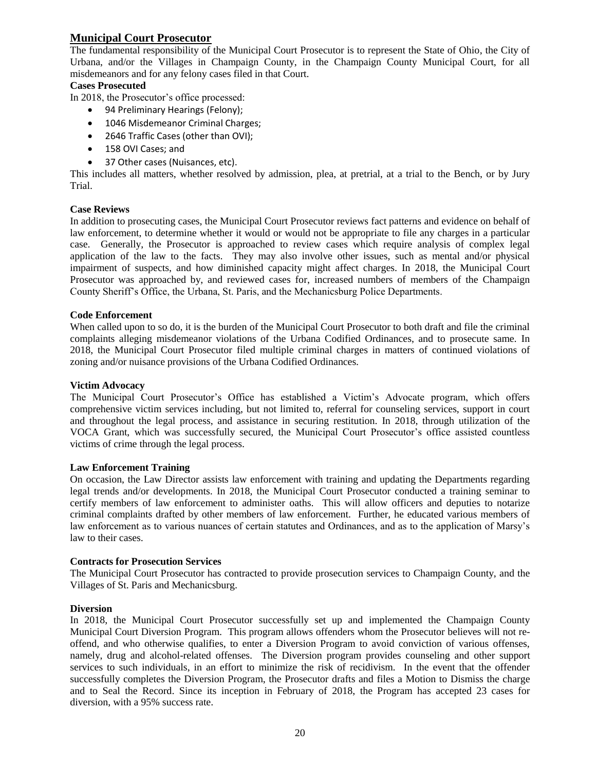## Municipal Court Prosecutor

The fundamental responsibility of the Municipal Court Prosecutor is to represent the State of Ohio, the City of Urbana, and/or the Villages in Champaign County, in the Champaign County Municipal Court, for all misdemeanors and for any felony cases filed in that Court.

**Cases Prosecuted**

In 2018, the Prosecutor's office processed:

- 94 Preliminary Hearings (Felony);
- 1046 Misdemeanor Criminal Charges;
- 2646 Traffic Cases (other than OVI);
- 158 OVI Cases; and
- 37 Other cases (Nuisances, etc).

This includes all matters, whether resolved by admission, plea, at pretrial, at a trial to the Bench, or by Jury Trial.

**Case Reviews**

In addition to prosecuting cases, the Municipal Court Prosecutor reviews fact patterns and evidence on behalf of law enforcement, to determine whether it would or would not be appropriate to file any charges in a particular case. Generally, the Prosecutor is approached to review cases which require analysis of complex legal application of the law to the facts. They may also involve other issues, such as mental and/or physical impairment of suspects, and how diminished capacity might affect charges. In 2018, the Municipal Court Prosecutor was approached by, and reviewed cases for, increased numbers of members of the Champaign County Sheriff's Office, the Urbana, St. Paris, and the Mechanicsburg Police Departments.

**Code Enforcement**

When called upon to so do, it is the burden of the Municipal Court Prosecutor to both draft and file the criminal complaints alleging misdemeanor violations of the Urbana Codified Ordinances, and to prosecute same. In 2018, the Municipal Court Prosecutor filed multiple criminal charges in matters of continued violations of zoning and/or nuisance provisions of the Urbana Codified Ordinances.

**Victim Advocacy**

The Municipal Court Prosecutor's Office has established a Victim's Advocate program, which offers comprehensive victim services including, but not limited to, referral for counseling services, support in court and throughout the legal process, and assistance in securing restitution. In 2018, through utilization of the VOCA Grant, which was successfully secured, the Municipal Court Prosecutor's office assisted countless victims of crime through the legal process.

**Law Enforcement Training**

On occasion, the Law Director assists law enforcement with training and updating the Departments regarding legal trends and/or developments. In 2018, the Municipal Court Prosecutor conducted a training seminar to certify members of law enforcement to administer oaths. This will allow officers and deputies to notarize criminal complaints drafted by other members of law enforcement. Further, he educated various members of law enforcement as to various nuances of certain statutes and Ordinances, and as to the application of Marsy's law to their cases.

**Contracts for Prosecution Services**

The Municipal Court Prosecutor has contracted to provide prosecution services to Champaign County, and the Villages of St. Paris and Mechanicsburg.

**Diversion**

In 2018, the Municipal Court Prosecutor successfully set up and implemented the Champaign County Municipal Court Diversion Program. This program allows offenders whom the Prosecutor believes will not re-offend, and who otherwise qualifies, to enter a Diversion Program to avoid conviction of various offenses, namely, drug and alcohol-related offenses. The Diversion program provides counseling and other support services to such individuals, in an effort to minimize the risk of recidivism. In the event that the offender successfully completes the Diversion Program, the Prosecutor drafts and files a Motion to Dismiss the charge and to Seal the Record. Since its inception in February of 2018, the Program has accepted 23 cases for diversion, with a 95% success rate.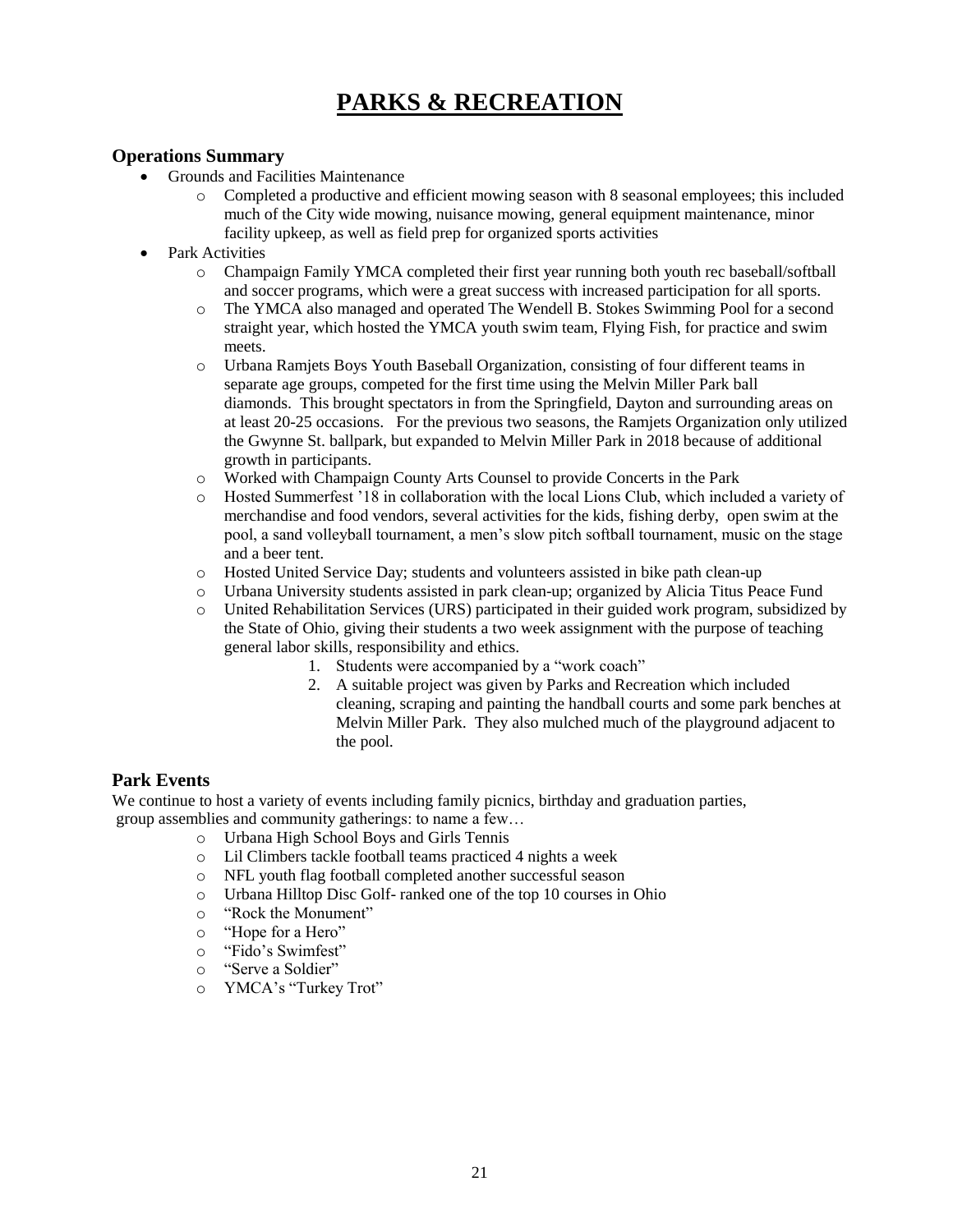# PARKS & RECREATION

## Operations Summary

- Grounds and Facilities Maintenance
  - Completed a productive and efficient mowing season with 8 seasonal employees; this included much of the City wide mowing, nuisance mowing, general equipment maintenance, minor facility upkeep, as well as field prep for organized sports activities
- Park Activities
  - Champaign Family YMCA completed their first year running both youth rec baseball/softball and soccer programs, which were a great success with increased participation for all sports.
  - The YMCA also managed and operated The Wendell B. Stokes Swimming Pool for a second straight year, which hosted the YMCA youth swim team, Flying Fish, for practice and swim meets.
  - Urbana Ramjets Boys Youth Baseball Organization, consisting of four different teams in separate age groups, competed for the first time using the Melvin Miller Park ball diamonds. This brought spectators in from the Springfield, Dayton and surrounding areas on at least 20-25 occasions. For the previous two seasons, the Ramjets Organization only utilized the Gwynne St. ballpark, but expanded to Melvin Miller Park in 2018 because of additional growth in participants.
  - Worked with Champaign County Arts Counsel to provide Concerts in the Park
  - Hosted Summerfest '18 in collaboration with the local Lions Club, which included a variety of merchandise and food vendors, several activities for the kids, fishing derby, open swim at the pool, a sand volleyball tournament, a men's slow pitch softball tournament, music on the stage and a beer tent.
  - Hosted United Service Day; students and volunteers assisted in bike path clean-up
  - Urbana University students assisted in park clean-up; organized by Alicia Titus Peace Fund
  - United Rehabilitation Services (URS) participated in their guided work program, subsidized by the State of Ohio, giving their students a two week assignment with the purpose of teaching general labor skills, responsibility and ethics.
    1. Students were accompanied by a "work coach"
    2. A suitable project was given by Parks and Recreation which included cleaning, scraping and painting the handball courts and some park benches at Melvin Miller Park. They also mulched much of the playground adjacent to the pool.

## Park Events

We continue to host a variety of events including family picnics, birthday and graduation parties, group assemblies and community gatherings: to name a few…

- Urbana High School Boys and Girls Tennis
- Lil Climbers tackle football teams practiced 4 nights a week
- NFL youth flag football completed another successful season
- Urbana Hilltop Disc Golf- ranked one of the top 10 courses in Ohio
- "Rock the Monument"
- "Hope for a Hero"
- "Fido's Swimfest"
- "Serve a Soldier"
- YMCA's "Turkey Trot"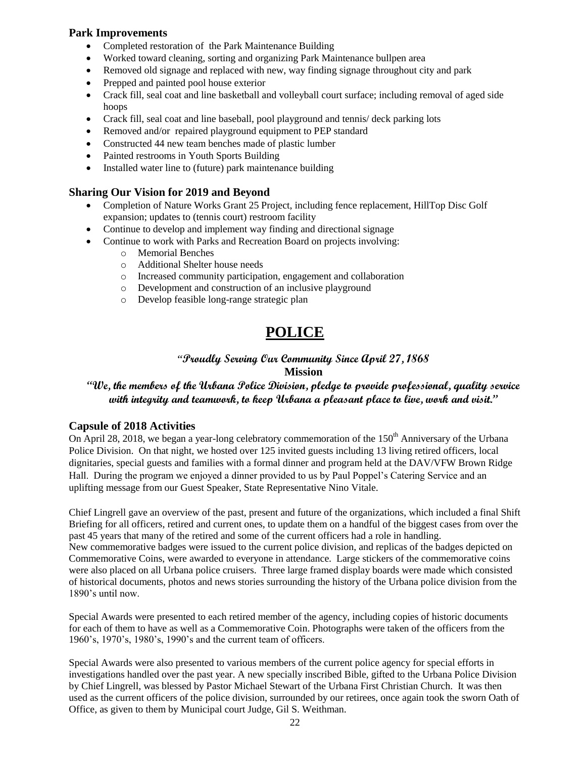### Park Improvements

- Completed restoration of the Park Maintenance Building
- Worked toward cleaning, sorting and organizing Park Maintenance bullpen area
- Removed old signage and replaced with new, way finding signage throughout city and park
- Prepped and painted pool house exterior
- Crack fill, seal coat and line basketball and volleyball court surface; including removal of aged side hoops
- Crack fill, seal coat and line baseball, pool playground and tennis/ deck parking lots
- Removed and/or repaired playground equipment to PEP standard
- Constructed 44 new team benches made of plastic lumber
- Painted restrooms in Youth Sports Building
- Installed water line to (future) park maintenance building

### Sharing Our Vision for 2019 and Beyond

- Completion of Nature Works Grant 25 Project, including fence replacement, HillTop Disc Golf expansion; updates to (tennis court) restroom facility
- Continue to develop and implement way finding and directional signage
- Continue to work with Parks and Recreation Board on projects involving:
  - Memorial Benches
  - Additional Shelter house needs
  - Increased community participation, engagement and collaboration
  - Development and construction of an inclusive playground
  - Develop feasible long-range strategic plan

# POLICE

***"Proudly Serving Our Community Since April 27, 1868***

**Mission**

***"We, the members of the Urbana Police Division, pledge to provide professional, quality service with integrity and teamwork, to keep Urbana a pleasant place to live, work and visit."***

### Capsule of 2018 Activities

On April 28, 2018, we began a year-long celebratory commemoration of the 150th Anniversary of the Urbana Police Division. On that night, we hosted over 125 invited guests including 13 living retired officers, local dignitaries, special guests and families with a formal dinner and program held at the DAV/VFW Brown Ridge Hall. During the program we enjoyed a dinner provided to us by Paul Poppel's Catering Service and an uplifting message from our Guest Speaker, State Representative Nino Vitale.

Chief Lingrell gave an overview of the past, present and future of the organizations, which included a final Shift Briefing for all officers, retired and current ones, to update them on a handful of the biggest cases from over the past 45 years that many of the retired and some of the current officers had a role in handling.
New commemorative badges were issued to the current police division, and replicas of the badges depicted on Commemorative Coins, were awarded to everyone in attendance. Large stickers of the commemorative coins were also placed on all Urbana police cruisers. Three large framed display boards were made which consisted of historical documents, photos and news stories surrounding the history of the Urbana police division from the 1890's until now.

Special Awards were presented to each retired member of the agency, including copies of historic documents for each of them to have as well as a Commemorative Coin. Photographs were taken of the officers from the 1960's, 1970's, 1980's, 1990's and the current team of officers.

Special Awards were also presented to various members of the current police agency for special efforts in investigations handled over the past year. A new specially inscribed Bible, gifted to the Urbana Police Division by Chief Lingrell, was blessed by Pastor Michael Stewart of the Urbana First Christian Church. It was then used as the current officers of the police division, surrounded by our retirees, once again took the sworn Oath of Office, as given to them by Municipal court Judge, Gil S. Weithman.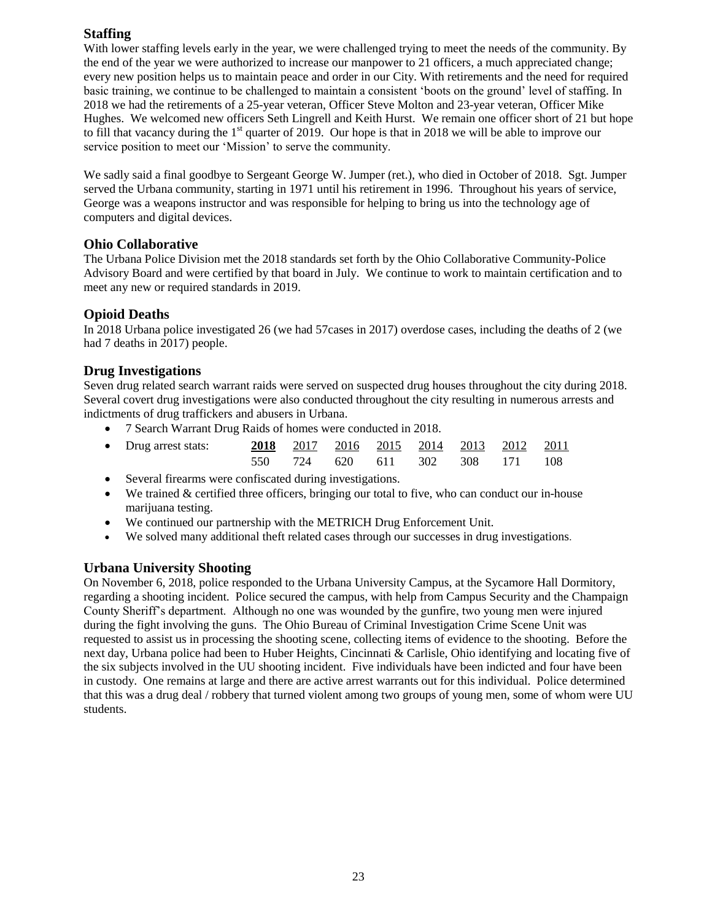## Staffing

With lower staffing levels early in the year, we were challenged trying to meet the needs of the community. By the end of the year we were authorized to increase our manpower to 21 officers, a much appreciated change; every new position helps us to maintain peace and order in our City. With retirements and the need for required basic training, we continue to be challenged to maintain a consistent 'boots on the ground' level of staffing. In 2018 we had the retirements of a 25-year veteran, Officer Steve Molton and 23-year veteran, Officer Mike Hughes. We welcomed new officers Seth Lingrell and Keith Hurst. We remain one officer short of 21 but hope to fill that vacancy during the 1st quarter of 2019. Our hope is that in 2018 we will be able to improve our service position to meet our 'Mission' to serve the community.

We sadly said a final goodbye to Sergeant George W. Jumper (ret.), who died in October of 2018. Sgt. Jumper served the Urbana community, starting in 1971 until his retirement in 1996. Throughout his years of service, George was a weapons instructor and was responsible for helping to bring us into the technology age of computers and digital devices.

## Ohio Collaborative

The Urbana Police Division met the 2018 standards set forth by the Ohio Collaborative Community-Police Advisory Board and were certified by that board in July. We continue to work to maintain certification and to meet any new or required standards in 2019.

## Opioid Deaths

In 2018 Urbana police investigated 26 (we had 57cases in 2017) overdose cases, including the deaths of 2 (we had 7 deaths in 2017) people.

## Drug Investigations

Seven drug related search warrant raids were served on suspected drug houses throughout the city during 2018. Several covert drug investigations were also conducted throughout the city resulting in numerous arrests and indictments of drug traffickers and abusers in Urbana.

- 7 Search Warrant Drug Raids of homes were conducted in 2018.
- Drug arrest stats:

| **2018** | 2017 | 2016 | 2015 | 2014 | 2013 | 2012 | 2011 |
|---|---|---|---|---|---|---|---|
| 550 | 724 | 620 | 611 | 302 | 308 | 171 | 108 |

- Several firearms were confiscated during investigations.
- We trained & certified three officers, bringing our total to five, who can conduct our in-house marijuana testing.
- We continued our partnership with the METRICH Drug Enforcement Unit.
- We solved many additional theft related cases through our successes in drug investigations.

## Urbana University Shooting

On November 6, 2018, police responded to the Urbana University Campus, at the Sycamore Hall Dormitory, regarding a shooting incident. Police secured the campus, with help from Campus Security and the Champaign County Sheriff's department. Although no one was wounded by the gunfire, two young men were injured during the fight involving the guns. The Ohio Bureau of Criminal Investigation Crime Scene Unit was requested to assist us in processing the shooting scene, collecting items of evidence to the shooting. Before the next day, Urbana police had been to Huber Heights, Cincinnati & Carlisle, Ohio identifying and locating five of the six subjects involved in the UU shooting incident. Five individuals have been indicted and four have been in custody. One remains at large and there are active arrest warrants out for this individual. Police determined that this was a drug deal / robbery that turned violent among two groups of young men, some of whom were UU students.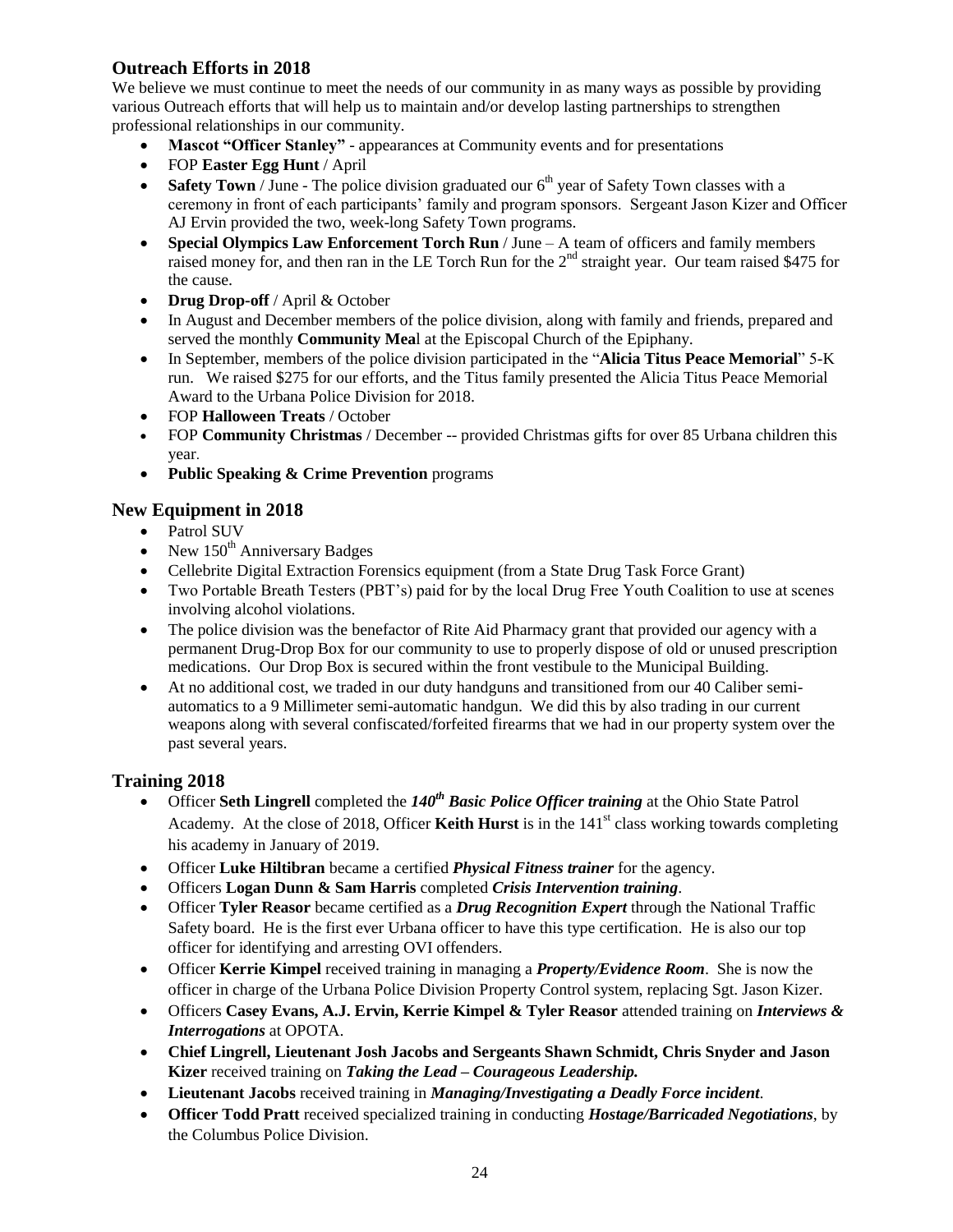## Outreach Efforts in 2018

We believe we must continue to meet the needs of our community in as many ways as possible by providing various Outreach efforts that will help us to maintain and/or develop lasting partnerships to strengthen professional relationships in our community.

- **Mascot "Officer Stanley"** - appearances at Community events and for presentations
- FOP **Easter Egg Hunt** / April
- **Safety Town** / June - The police division graduated our 6th year of Safety Town classes with a ceremony in front of each participants' family and program sponsors. Sergeant Jason Kizer and Officer AJ Ervin provided the two, week-long Safety Town programs.
- **Special Olympics Law Enforcement Torch Run** / June – A team of officers and family members raised money for, and then ran in the LE Torch Run for the 2nd straight year. Our team raised $475 for the cause.
- **Drug Drop-off** / April & October
- In August and December members of the police division, along with family and friends, prepared and served the monthly **Community Mea**l at the Episcopal Church of the Epiphany.
- In September, members of the police division participated in the "**Alicia Titus Peace Memorial**" 5-K run. We raised $275 for our efforts, and the Titus family presented the Alicia Titus Peace Memorial Award to the Urbana Police Division for 2018.
- FOP **Halloween Treats** / October
- FOP **Community Christmas** / December -- provided Christmas gifts for over 85 Urbana children this year.
- **Public Speaking & Crime Prevention** programs

## New Equipment in 2018

- Patrol SUV
- New 150th Anniversary Badges
- Cellebrite Digital Extraction Forensics equipment (from a State Drug Task Force Grant)
- Two Portable Breath Testers (PBT's) paid for by the local Drug Free Youth Coalition to use at scenes involving alcohol violations.
- The police division was the benefactor of Rite Aid Pharmacy grant that provided our agency with a permanent Drug-Drop Box for our community to use to properly dispose of old or unused prescription medications. Our Drop Box is secured within the front vestibule to the Municipal Building.
- At no additional cost, we traded in our duty handguns and transitioned from our 40 Caliber semi-automatics to a 9 Millimeter semi-automatic handgun. We did this by also trading in our current weapons along with several confiscated/forfeited firearms that we had in our property system over the past several years.

## Training 2018

- Officer **Seth Lingrell** completed the ***140th Basic Police Officer training*** at the Ohio State Patrol Academy. At the close of 2018, Officer **Keith Hurst** is in the 141st class working towards completing his academy in January of 2019.
- Officer **Luke Hiltibran** became a certified ***Physical Fitness trainer*** for the agency.
- Officers **Logan Dunn & Sam Harris** completed ***Crisis Intervention training***.
- Officer **Tyler Reasor** became certified as a ***Drug Recognition Expert*** through the National Traffic Safety board. He is the first ever Urbana officer to have this type certification. He is also our top officer for identifying and arresting OVI offenders.
- Officer **Kerrie Kimpel** received training in managing a ***Property/Evidence Room***. She is now the officer in charge of the Urbana Police Division Property Control system, replacing Sgt. Jason Kizer.
- Officers **Casey Evans, A.J. Ervin, Kerrie Kimpel & Tyler Reasor** attended training on ***Interviews & Interrogations*** at OPOTA.
- **Chief Lingrell, Lieutenant Josh Jacobs and Sergeants Shawn Schmidt, Chris Snyder and Jason Kizer** received training on ***Taking the Lead – Courageous Leadership.***
- **Lieutenant Jacobs** received training in ***Managing/Investigating a Deadly Force incident***.
- **Officer Todd Pratt** received specialized training in conducting ***Hostage/Barricaded Negotiations***, by the Columbus Police Division.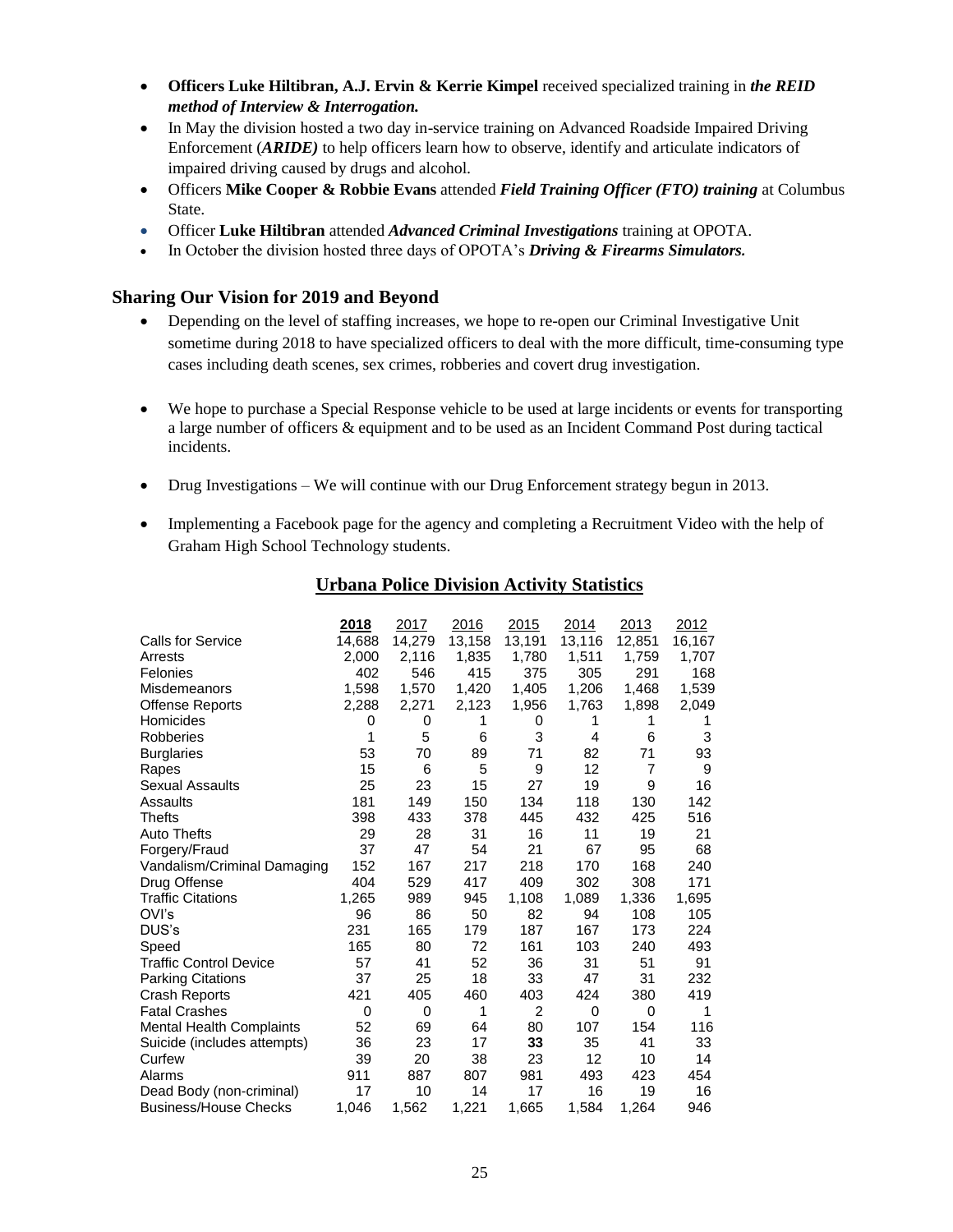- **Officers Luke Hiltibran, A.J. Ervin & Kerrie Kimpel** received specialized training in ***the REID method of Interview & Interrogation.***
- In May the division hosted a two day in-service training on Advanced Roadside Impaired Driving Enforcement (***ARIDE)*** to help officers learn how to observe, identify and articulate indicators of impaired driving caused by drugs and alcohol.
- Officers **Mike Cooper & Robbie Evans** attended ***Field Training Officer (FTO) training*** at Columbus State.
- Officer **Luke Hiltibran** attended ***Advanced Criminal Investigations*** training at OPOTA.
- In October the division hosted three days of OPOTA's ***Driving & Firearms Simulators.***

## Sharing Our Vision for 2019 and Beyond

- Depending on the level of staffing increases, we hope to re-open our Criminal Investigative Unit sometime during 2018 to have specialized officers to deal with the more difficult, time-consuming type cases including death scenes, sex crimes, robberies and covert drug investigation.
- We hope to purchase a Special Response vehicle to be used at large incidents or events for transporting a large number of officers & equipment and to be used as an Incident Command Post during tactical incidents.
- Drug Investigations – We will continue with our Drug Enforcement strategy begun in 2013.
- Implementing a Facebook page for the agency and completing a Recruitment Video with the help of Graham High School Technology students.

## Urbana Police Division Activity Statistics

| | **2018** | 2017 | 2016 | 2015 | 2014 | 2013 | 2012 |
|---|---|---|---|---|---|---|---|
| Calls for Service | 14,688 | 14,279 | 13,158 | 13,191 | 13,116 | 12,851 | 16,167 |
| Arrests | 2,000 | 2,116 | 1,835 | 1,780 | 1,511 | 1,759 | 1,707 |
| Felonies | 402 | 546 | 415 | 375 | 305 | 291 | 168 |
| Misdemeanors | 1,598 | 1,570 | 1,420 | 1,405 | 1,206 | 1,468 | 1,539 |
| Offense Reports | 2,288 | 2,271 | 2,123 | 1,956 | 1,763 | 1,898 | 2,049 |
| Homicides | 0 | 0 | 1 | 0 | 1 | 1 | 1 |
| Robberies | 1 | 5 | 6 | 3 | 4 | 6 | 3 |
| Burglaries | 53 | 70 | 89 | 71 | 82 | 71 | 93 |
| Rapes | 15 | 6 | 5 | 9 | 12 | 7 | 9 |
| Sexual Assaults | 25 | 23 | 15 | 27 | 19 | 9 | 16 |
| Assaults | 181 | 149 | 150 | 134 | 118 | 130 | 142 |
| Thefts | 398 | 433 | 378 | 445 | 432 | 425 | 516 |
| Auto Thefts | 29 | 28 | 31 | 16 | 11 | 19 | 21 |
| Forgery/Fraud | 37 | 47 | 54 | 21 | 67 | 95 | 68 |
| Vandalism/Criminal Damaging | 152 | 167 | 217 | 218 | 170 | 168 | 240 |
| Drug Offense | 404 | 529 | 417 | 409 | 302 | 308 | 171 |
| Traffic Citations | 1,265 | 989 | 945 | 1,108 | 1,089 | 1,336 | 1,695 |
| OVI's | 96 | 86 | 50 | 82 | 94 | 108 | 105 |
| DUS's | 231 | 165 | 179 | 187 | 167 | 173 | 224 |
| Speed | 165 | 80 | 72 | 161 | 103 | 240 | 493 |
| Traffic Control Device | 57 | 41 | 52 | 36 | 31 | 51 | 91 |
| Parking Citations | 37 | 25 | 18 | 33 | 47 | 31 | 232 |
| Crash Reports | 421 | 405 | 460 | 403 | 424 | 380 | 419 |
| Fatal Crashes | 0 | 0 | 1 | 2 | 0 | 0 | 1 |
| Mental Health Complaints | 52 | 69 | 64 | 80 | 107 | 154 | 116 |
| Suicide (includes attempts) | 36 | 23 | 17 | **33** | 35 | 41 | 33 |
| Curfew | 39 | 20 | 38 | 23 | 12 | 10 | 14 |
| Alarms | 911 | 887 | 807 | 981 | 493 | 423 | 454 |
| Dead Body (non-criminal) | 17 | 10 | 14 | 17 | 16 | 19 | 16 |
| Business/House Checks | 1,046 | 1,562 | 1,221 | 1,665 | 1,584 | 1,264 | 946 |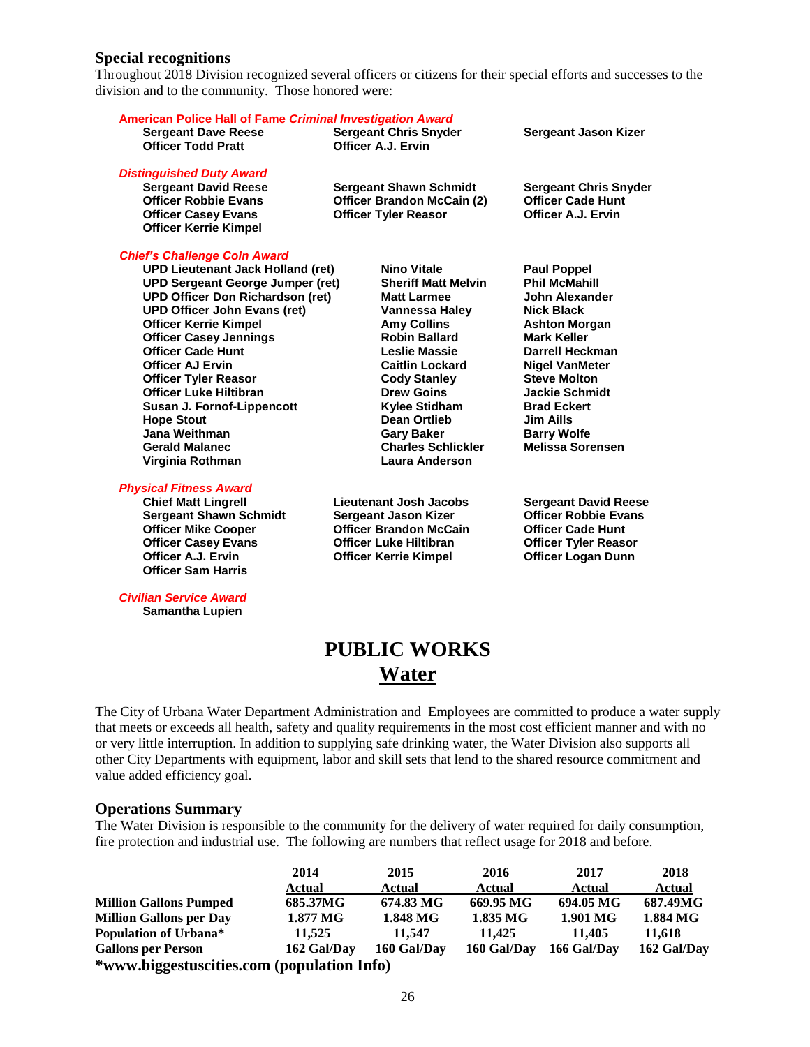## Special recognitions

Throughout 2018 Division recognized several officers or citizens for their special efforts and successes to the division and to the community. Those honored were:

***American Police Hall of Fame Criminal Investigation Award***

**Sergeant Dave Reese**
**Officer Todd Pratt**
**Sergeant Chris Snyder**
**Officer A.J. Ervin**
**Sergeant Jason Kizer**

***Distinguished Duty Award***

**Sergeant David Reese**
**Officer Robbie Evans**
**Officer Casey Evans**
**Officer Kerrie Kimpel**
**Sergeant Shawn Schmidt**
**Officer Brandon McCain (2)**
**Officer Tyler Reasor**
**Sergeant Chris Snyder**
**Officer Cade Hunt**
**Officer A.J. Ervin**

***Chief's Challenge Coin Award***

**UPD Lieutenant Jack Holland (ret)**
**UPD Sergeant George Jumper (ret)**
**UPD Officer Don Richardson (ret)**
**UPD Officer John Evans (ret)**
**Officer Kerrie Kimpel**
**Officer Casey Jennings**
**Officer Cade Hunt**
**Officer AJ Ervin**
**Officer Tyler Reasor**
**Officer Luke Hiltibran**
**Susan J. Fornof-Lippencott**
**Hope Stout**
**Jana Weithman**
**Gerald Malanec**
**Virginia Rothman**
**Nino Vitale**
**Sheriff Matt Melvin**
**Matt Larmee**
**Vannessa Haley**
**Amy Collins**
**Robin Ballard**
**Leslie Massie**
**Caitlin Lockard**
**Cody Stanley**
**Drew Goins**
**Kylee Stidham**
**Dean Ortlieb**
**Gary Baker**
**Charles Schlickler**
**Laura Anderson**
**Paul Poppel**
**Phil McMahill**
**John Alexander**
**Nick Black**
**Ashton Morgan**
**Mark Keller**
**Darrell Heckman**
**Nigel VanMeter**
**Steve Molton**
**Jackie Schmidt**
**Brad Eckert**
**Jim Aills**
**Barry Wolfe**
**Melissa Sorensen**

***Physical Fitness Award***

**Chief Matt Lingrell**
**Sergeant Shawn Schmidt**
**Officer Mike Cooper**
**Officer Casey Evans**
**Officer A.J. Ervin**
**Officer Sam Harris**
**Lieutenant Josh Jacobs**
**Sergeant Jason Kizer**
**Officer Brandon McCain**
**Officer Luke Hiltibran**
**Officer Kerrie Kimpel**
**Sergeant David Reese**
**Officer Robbie Evans**
**Officer Cade Hunt**
**Officer Tyler Reasor**
**Officer Logan Dunn**

***Civilian Service Award***

**Samantha Lupien**

# PUBLIC WORKS

## Water

The City of Urbana Water Department Administration and Employees are committed to produce a water supply that meets or exceeds all health, safety and quality requirements in the most cost efficient manner and with no or very little interruption. In addition to supplying safe drinking water, the Water Division also supports all other City Departments with equipment, labor and skill sets that lend to the shared resource commitment and value added efficiency goal.

### Operations Summary

The Water Division is responsible to the community for the delivery of water required for daily consumption, fire protection and industrial use. The following are numbers that reflect usage for 2018 and before.

| | 2014 Actual | 2015 Actual | 2016 Actual | 2017 Actual | 2018 Actual |
|---|---|---|---|---|---|
| **Million Gallons Pumped** | 685.37MG | 674.83 MG | 669.95 MG | 694.05 MG | 687.49MG |
| **Million Gallons per Day** | 1.877 MG | 1.848 MG | 1.835 MG | 1.901 MG | 1.884 MG |
| **Population of Urbana*** | 11,525 | 11,547 | 11,425 | 11,405 | 11,618 |
| **Gallons per Person** | 162 Gal/Day | 160 Gal/Day | 160 Gal/Day | 166 Gal/Day | 162 Gal/Day |

**\*www.biggestuscities.com (population Info)**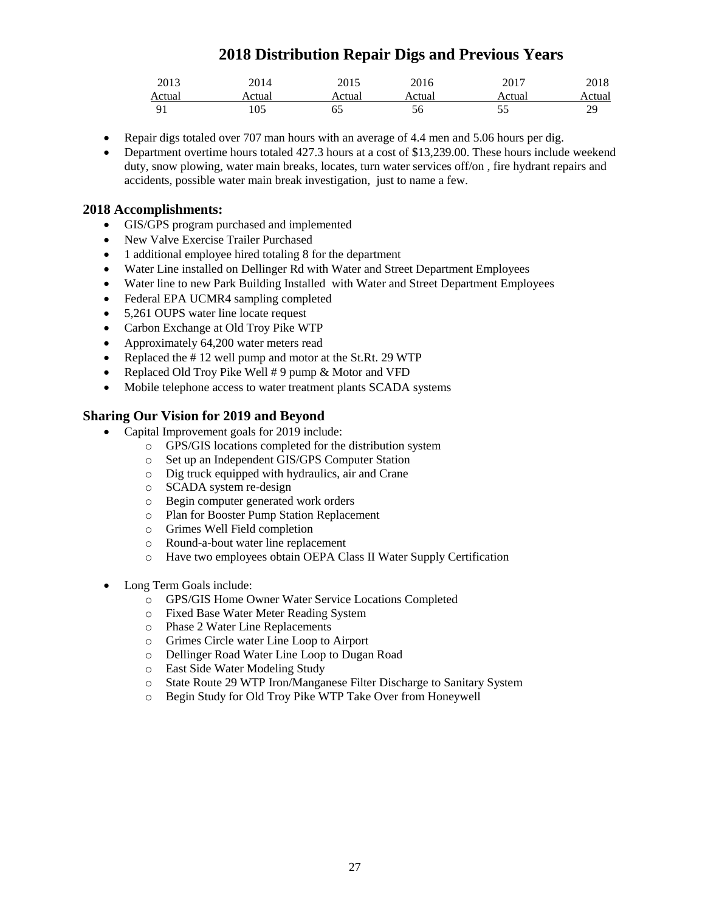## 2018 Distribution Repair Digs and Previous Years

| 2013 Actual | 2014 Actual | 2015 Actual | 2016 Actual | 2017 Actual | 2018 Actual |
|---|---|---|---|---|---|
| 91 | 105 | 65 | 56 | 55 | 29 |

- Repair digs totaled over 707 man hours with an average of 4.4 men and 5.06 hours per dig.
- Department overtime hours totaled 427.3 hours at a cost of $13,239.00. These hours include weekend duty, snow plowing, water main breaks, locates, turn water services off/on , fire hydrant repairs and accidents, possible water main break investigation, just to name a few.

### 2018 Accomplishments:

- GIS/GPS program purchased and implemented
- New Valve Exercise Trailer Purchased
- 1 additional employee hired totaling 8 for the department
- Water Line installed on Dellinger Rd with Water and Street Department Employees
- Water line to new Park Building Installed with Water and Street Department Employees
- Federal EPA UCMR4 sampling completed
- 5,261 OUPS water line locate request
- Carbon Exchange at Old Troy Pike WTP
- Approximately 64,200 water meters read
- Replaced the # 12 well pump and motor at the St.Rt. 29 WTP
- Replaced Old Troy Pike Well # 9 pump & Motor and VFD
- Mobile telephone access to water treatment plants SCADA systems

### Sharing Our Vision for 2019 and Beyond

- Capital Improvement goals for 2019 include:
  - GPS/GIS locations completed for the distribution system
  - Set up an Independent GIS/GPS Computer Station
  - Dig truck equipped with hydraulics, air and Crane
  - SCADA system re-design
  - Begin computer generated work orders
  - Plan for Booster Pump Station Replacement
  - Grimes Well Field completion
  - Round-a-bout water line replacement
  - Have two employees obtain OEPA Class II Water Supply Certification

- Long Term Goals include:
  - GPS/GIS Home Owner Water Service Locations Completed
  - Fixed Base Water Meter Reading System
  - Phase 2 Water Line Replacements
  - Grimes Circle water Line Loop to Airport
  - Dellinger Road Water Line Loop to Dugan Road
  - East Side Water Modeling Study
  - State Route 29 WTP Iron/Manganese Filter Discharge to Sanitary System
  - Begin Study for Old Troy Pike WTP Take Over from Honeywell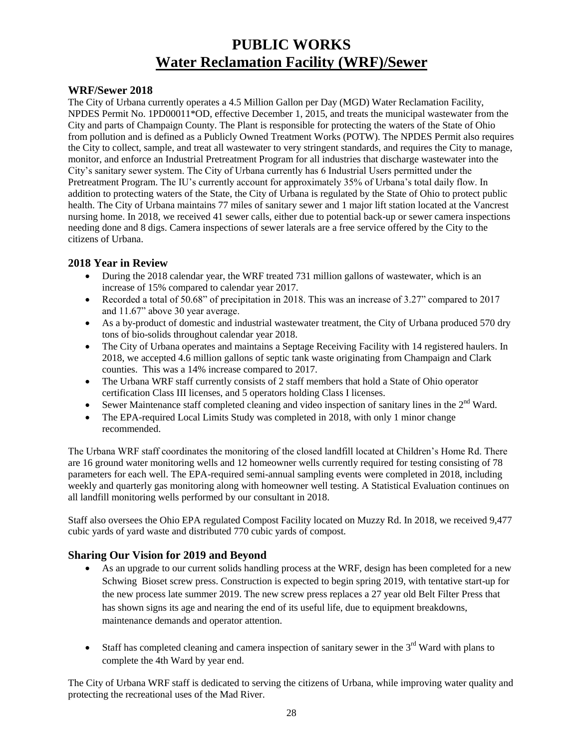# PUBLIC WORKS
## Water Reclamation Facility (WRF)/Sewer

### WRF/Sewer 2018

The City of Urbana currently operates a 4.5 Million Gallon per Day (MGD) Water Reclamation Facility, NPDES Permit No. 1PD00011*OD, effective December 1, 2015, and treats the municipal wastewater from the City and parts of Champaign County. The Plant is responsible for protecting the waters of the State of Ohio from pollution and is defined as a Publicly Owned Treatment Works (POTW). The NPDES Permit also requires the City to collect, sample, and treat all wastewater to very stringent standards, and requires the City to manage, monitor, and enforce an Industrial Pretreatment Program for all industries that discharge wastewater into the City's sanitary sewer system. The City of Urbana currently has 6 Industrial Users permitted under the Pretreatment Program. The IU's currently account for approximately 35% of Urbana's total daily flow. In addition to protecting waters of the State, the City of Urbana is regulated by the State of Ohio to protect public health. The City of Urbana maintains 77 miles of sanitary sewer and 1 major lift station located at the Vancrest nursing home. In 2018, we received 41 sewer calls, either due to potential back-up or sewer camera inspections needing done and 8 digs. Camera inspections of sewer laterals are a free service offered by the City to the citizens of Urbana.

### 2018 Year in Review

- During the 2018 calendar year, the WRF treated 731 million gallons of wastewater, which is an increase of 15% compared to calendar year 2017.
- Recorded a total of 50.68" of precipitation in 2018. This was an increase of 3.27" compared to 2017 and 11.67" above 30 year average.
- As a by-product of domestic and industrial wastewater treatment, the City of Urbana produced 570 dry tons of bio-solids throughout calendar year 2018.
- The City of Urbana operates and maintains a Septage Receiving Facility with 14 registered haulers. In 2018, we accepted 4.6 million gallons of septic tank waste originating from Champaign and Clark counties. This was a 14% increase compared to 2017.
- The Urbana WRF staff currently consists of 2 staff members that hold a State of Ohio operator certification Class III licenses, and 5 operators holding Class I licenses.
- Sewer Maintenance staff completed cleaning and video inspection of sanitary lines in the 2nd Ward.
- The EPA-required Local Limits Study was completed in 2018, with only 1 minor change recommended.

The Urbana WRF staff coordinates the monitoring of the closed landfill located at Children's Home Rd. There are 16 ground water monitoring wells and 12 homeowner wells currently required for testing consisting of 78 parameters for each well. The EPA-required semi-annual sampling events were completed in 2018, including weekly and quarterly gas monitoring along with homeowner well testing. A Statistical Evaluation continues on all landfill monitoring wells performed by our consultant in 2018.

Staff also oversees the Ohio EPA regulated Compost Facility located on Muzzy Rd. In 2018, we received 9,477 cubic yards of yard waste and distributed 770 cubic yards of compost.

### Sharing Our Vision for 2019 and Beyond

- As an upgrade to our current solids handling process at the WRF, design has been completed for a new Schwing Bioset screw press. Construction is expected to begin spring 2019, with tentative start-up for the new process late summer 2019. The new screw press replaces a 27 year old Belt Filter Press that has shown signs its age and nearing the end of its useful life, due to equipment breakdowns, maintenance demands and operator attention.
- Staff has completed cleaning and camera inspection of sanitary sewer in the 3rd Ward with plans to complete the 4th Ward by year end.

The City of Urbana WRF staff is dedicated to serving the citizens of Urbana, while improving water quality and protecting the recreational uses of the Mad River.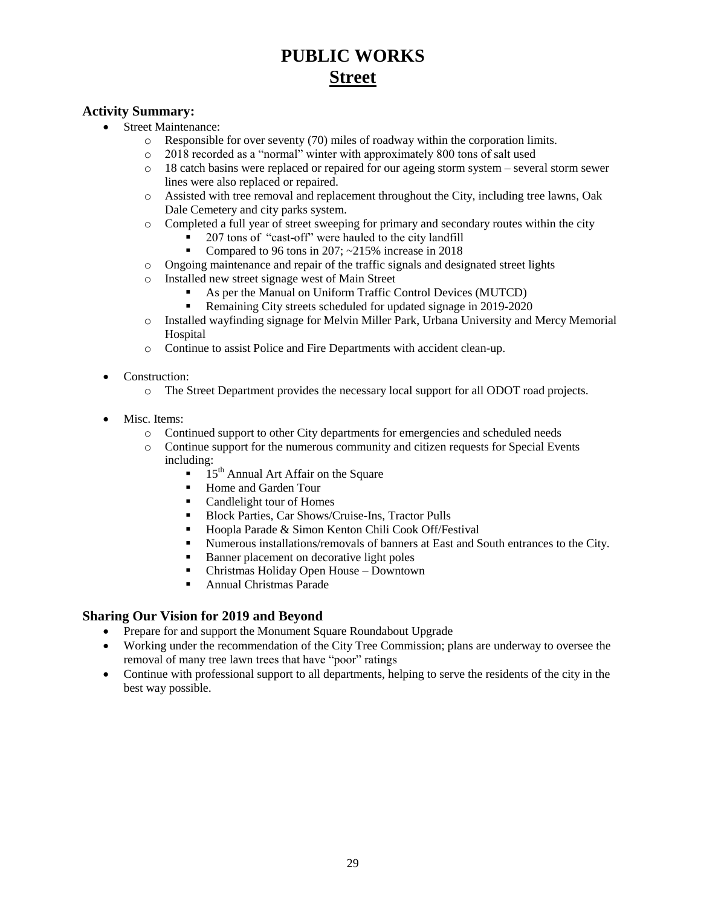# PUBLIC WORKS
## Street

### Activity Summary:

- Street Maintenance:
  - Responsible for over seventy (70) miles of roadway within the corporation limits.
  - 2018 recorded as a "normal" winter with approximately 800 tons of salt used
  - 18 catch basins were replaced or repaired for our ageing storm system – several storm sewer lines were also replaced or repaired.
  - Assisted with tree removal and replacement throughout the City, including tree lawns, Oak Dale Cemetery and city parks system.
  - Completed a full year of street sweeping for primary and secondary routes within the city
    - 207 tons of "cast-off" were hauled to the city landfill
    - Compared to 96 tons in 207; ~215% increase in 2018
  - Ongoing maintenance and repair of the traffic signals and designated street lights
  - Installed new street signage west of Main Street
    - As per the Manual on Uniform Traffic Control Devices (MUTCD)
    - Remaining City streets scheduled for updated signage in 2019-2020
  - Installed wayfinding signage for Melvin Miller Park, Urbana University and Mercy Memorial Hospital
  - Continue to assist Police and Fire Departments with accident clean-up.

- Construction:
  - The Street Department provides the necessary local support for all ODOT road projects.

- Misc. Items:
  - Continued support to other City departments for emergencies and scheduled needs
  - Continue support for the numerous community and citizen requests for Special Events including:
    - 15th Annual Art Affair on the Square
    - Home and Garden Tour
    - Candlelight tour of Homes
    - Block Parties, Car Shows/Cruise-Ins, Tractor Pulls
    - Hoopla Parade & Simon Kenton Chili Cook Off/Festival
    - Numerous installations/removals of banners at East and South entrances to the City.
    - Banner placement on decorative light poles
    - Christmas Holiday Open House – Downtown
    - Annual Christmas Parade

### Sharing Our Vision for 2019 and Beyond

- Prepare for and support the Monument Square Roundabout Upgrade
- Working under the recommendation of the City Tree Commission; plans are underway to oversee the removal of many tree lawn trees that have "poor" ratings
- Continue with professional support to all departments, helping to serve the residents of the city in the best way possible.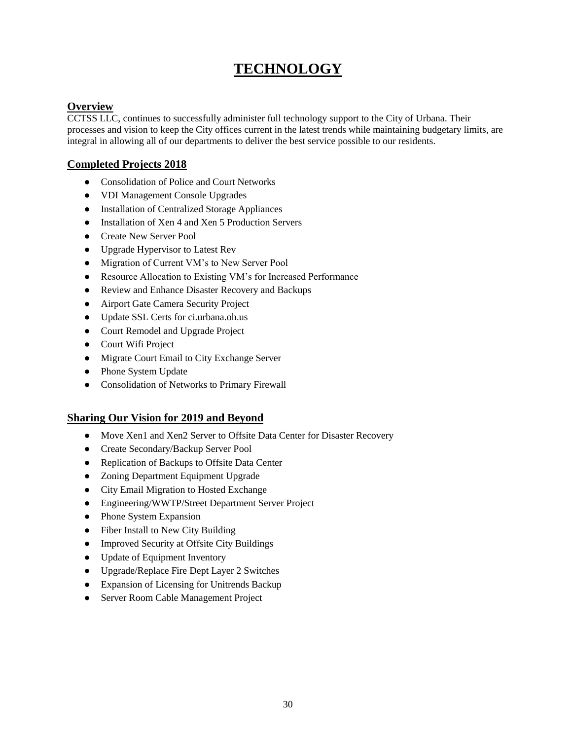# TECHNOLOGY

## Overview

CCTSS LLC, continues to successfully administer full technology support to the City of Urbana. Their processes and vision to keep the City offices current in the latest trends while maintaining budgetary limits, are integral in allowing all of our departments to deliver the best service possible to our residents.

## Completed Projects 2018

- Consolidation of Police and Court Networks
- VDI Management Console Upgrades
- Installation of Centralized Storage Appliances
- Installation of Xen 4 and Xen 5 Production Servers
- Create New Server Pool
- Upgrade Hypervisor to Latest Rev
- Migration of Current VM's to New Server Pool
- Resource Allocation to Existing VM's for Increased Performance
- Review and Enhance Disaster Recovery and Backups
- Airport Gate Camera Security Project
- Update SSL Certs for ci.urbana.oh.us
- Court Remodel and Upgrade Project
- Court Wifi Project
- Migrate Court Email to City Exchange Server
- Phone System Update
- Consolidation of Networks to Primary Firewall

## Sharing Our Vision for 2019 and Beyond

- Move Xen1 and Xen2 Server to Offsite Data Center for Disaster Recovery
- Create Secondary/Backup Server Pool
- Replication of Backups to Offsite Data Center
- Zoning Department Equipment Upgrade
- City Email Migration to Hosted Exchange
- Engineering/WWTP/Street Department Server Project
- Phone System Expansion
- Fiber Install to New City Building
- Improved Security at Offsite City Buildings
- Update of Equipment Inventory
- Upgrade/Replace Fire Dept Layer 2 Switches
- Expansion of Licensing for Unitrends Backup
- Server Room Cable Management Project